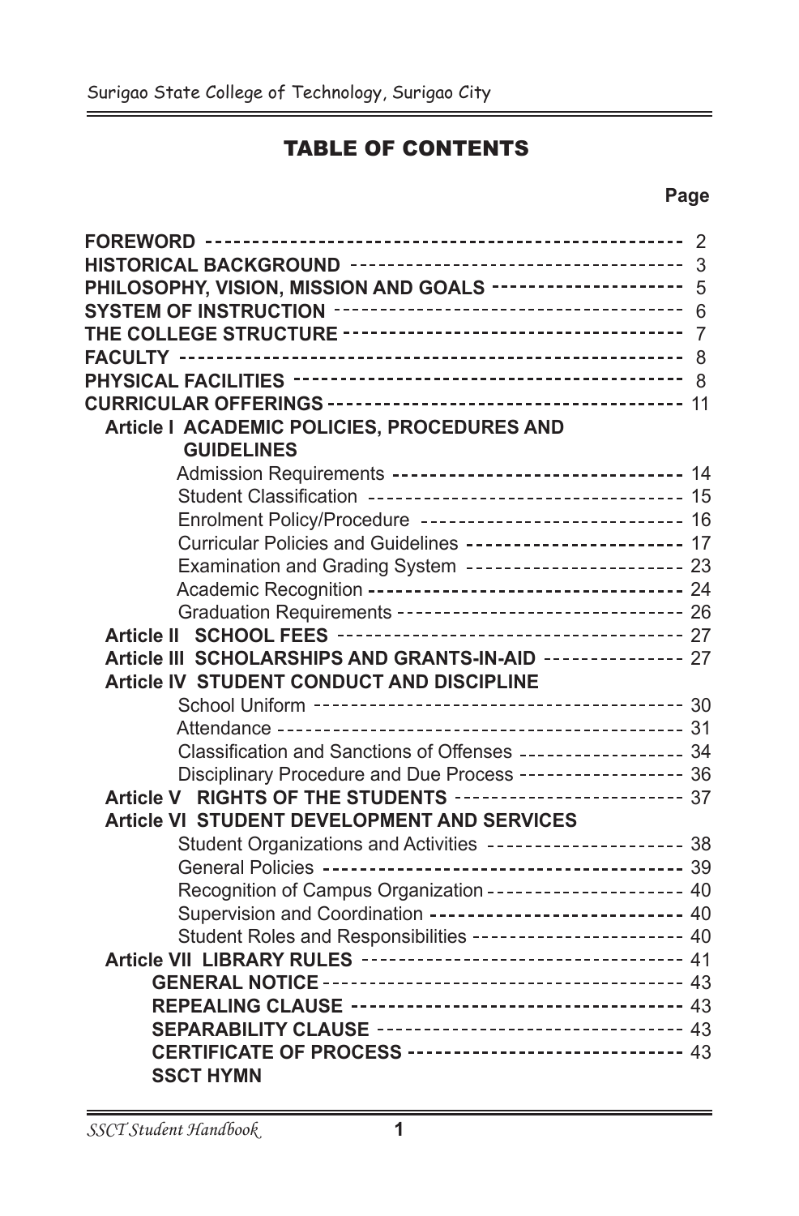# TABLE OF CONTENTS

| | Page |
|---|---|
| **FOREWORD** | 2 |
| **HISTORICAL BACKGROUND** | 3 |
| **PHILOSOPHY, VISION, MISSION AND GOALS** | 5 |
| **SYSTEM OF INSTRUCTION** | 6 |
| **THE COLLEGE STRUCTURE** | 7 |
| **FACULTY** | 8 |
| **PHYSICAL FACILITIES** | 8 |
| **CURRICULAR OFFERINGS** | 11 |
| **Article I ACADEMIC POLICIES, PROCEDURES AND GUIDELINES** | |
| Admission Requirements | 14 |
| Student Classification | 15 |
| Enrolment Policy/Procedure | 16 |
| Curricular Policies and Guidelines | 17 |
| Examination and Grading System | 23 |
| Academic Recognition | 24 |
| Graduation Requirements | 26 |
| **Article II SCHOOL FEES** | 27 |
| **Article III SCHOLARSHIPS AND GRANTS-IN-AID** | 27 |
| **Article IV STUDENT CONDUCT AND DISCIPLINE** | |
| School Uniform | 30 |
| Attendance | 31 |
| Classification and Sanctions of Offenses | 34 |
| Disciplinary Procedure and Due Process | 36 |
| **Article V RIGHTS OF THE STUDENTS** | 37 |
| **Article VI STUDENT DEVELOPMENT AND SERVICES** | |
| Student Organizations and Activities | 38 |
| General Policies | 39 |
| Recognition of Campus Organization | 40 |
| Supervision and Coordination | 40 |
| Student Roles and Responsibilities | 40 |
| **Article VII LIBRARY RULES** | 41 |
| **GENERAL NOTICE** | 43 |
| **REPEALING CLAUSE** | 43 |
| **SEPARABILITY CLAUSE** | 43 |
| **CERTIFICATE OF PROCESS** | 43 |
| **SSCT HYMN** | |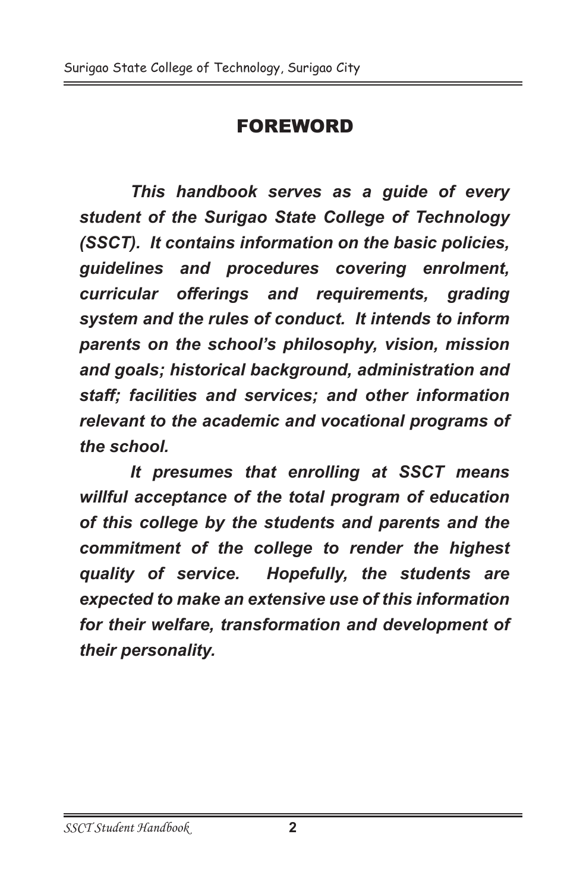## FOREWORD

***This handbook serves as a guide of every student of the Surigao State College of Technology (SSCT). It contains information on the basic policies, guidelines and procedures covering enrolment, curricular offerings and requirements, grading system and the rules of conduct. It intends to inform parents on the school's philosophy, vision, mission and goals; historical background, administration and staff; facilities and services; and other information relevant to the academic and vocational programs of the school.***

***It presumes that enrolling at SSCT means willful acceptance of the total program of education of this college by the students and parents and the commitment of the college to render the highest quality of service. Hopefully, the students are expected to make an extensive use of this information for their welfare, transformation and development of their personality.***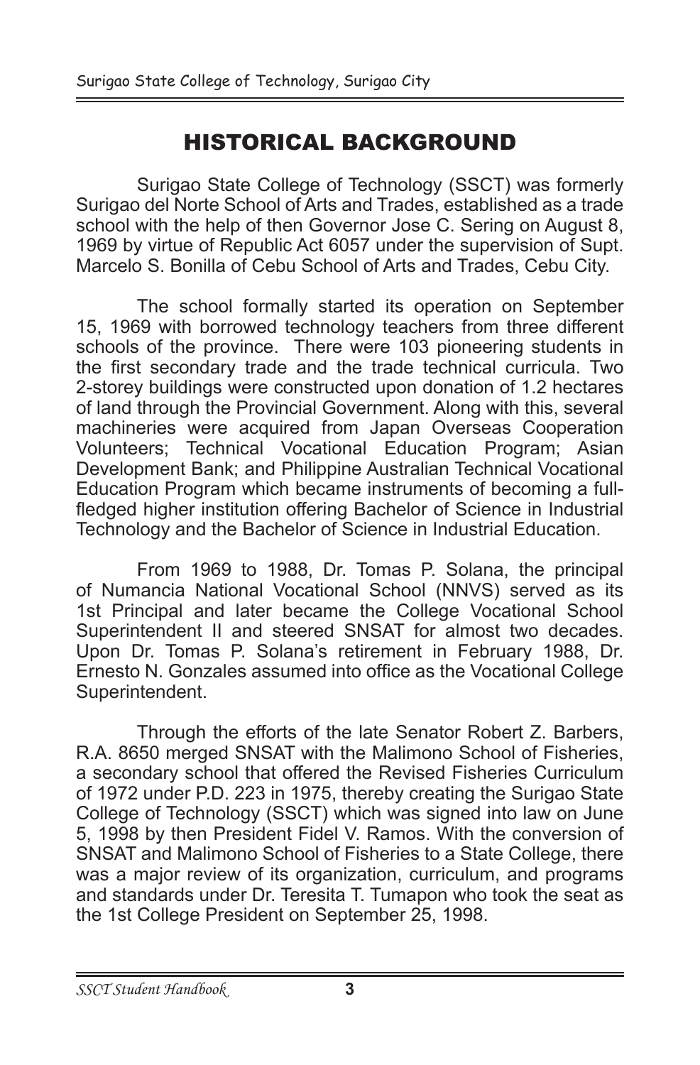# HISTORICAL BACKGROUND

Surigao State College of Technology (SSCT) was formerly Surigao del Norte School of Arts and Trades, established as a trade school with the help of then Governor Jose C. Sering on August 8, 1969 by virtue of Republic Act 6057 under the supervision of Supt. Marcelo S. Bonilla of Cebu School of Arts and Trades, Cebu City.

The school formally started its operation on September 15, 1969 with borrowed technology teachers from three different schools of the province. There were 103 pioneering students in the first secondary trade and the trade technical curricula. Two 2-storey buildings were constructed upon donation of 1.2 hectares of land through the Provincial Government. Along with this, several machineries were acquired from Japan Overseas Cooperation Volunteers; Technical Vocational Education Program; Asian Development Bank; and Philippine Australian Technical Vocational Education Program which became instruments of becoming a full-fledged higher institution offering Bachelor of Science in Industrial Technology and the Bachelor of Science in Industrial Education.

From 1969 to 1988, Dr. Tomas P. Solana, the principal of Numancia National Vocational School (NNVS) served as its 1st Principal and later became the College Vocational School Superintendent II and steered SNSAT for almost two decades. Upon Dr. Tomas P. Solana's retirement in February 1988, Dr. Ernesto N. Gonzales assumed into office as the Vocational College Superintendent.

Through the efforts of the late Senator Robert Z. Barbers, R.A. 8650 merged SNSAT with the Malimono School of Fisheries, a secondary school that offered the Revised Fisheries Curriculum of 1972 under P.D. 223 in 1975, thereby creating the Surigao State College of Technology (SSCT) which was signed into law on June 5, 1998 by then President Fidel V. Ramos. With the conversion of SNSAT and Malimono School of Fisheries to a State College, there was a major review of its organization, curriculum, and programs and standards under Dr. Teresita T. Tumapon who took the seat as the 1st College President on September 25, 1998.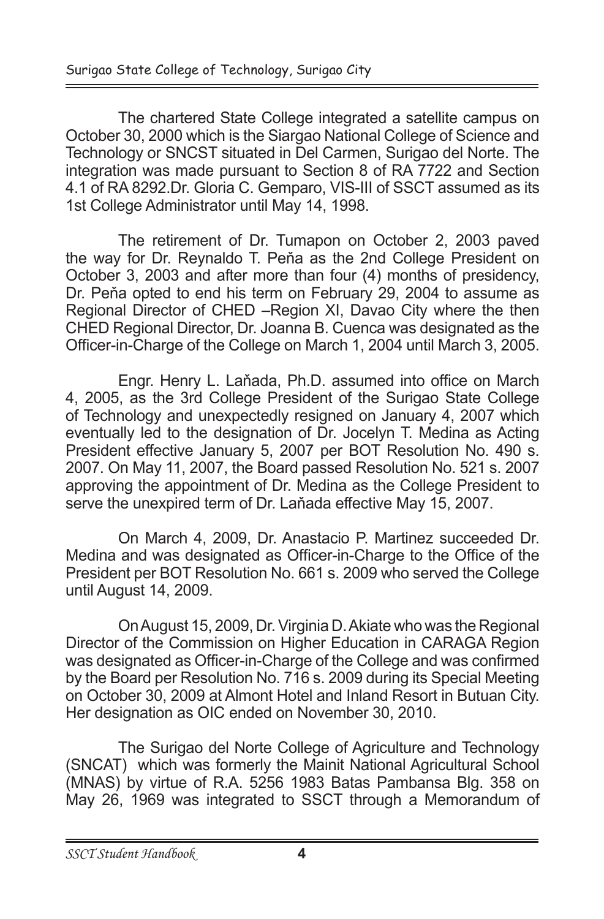The chartered State College integrated a satellite campus on October 30, 2000 which is the Siargao National College of Science and Technology or SNCST situated in Del Carmen, Surigao del Norte. The integration was made pursuant to Section 8 of RA 7722 and Section 4.1 of RA 8292.Dr. Gloria C. Gemparo, VIS-III of SSCT assumed as its 1st College Administrator until May 14, 1998.

The retirement of Dr. Tumapon on October 2, 2003 paved the way for Dr. Reynaldo T. Peňa as the 2nd College President on October 3, 2003 and after more than four (4) months of presidency, Dr. Peňa opted to end his term on February 29, 2004 to assume as Regional Director of CHED –Region XI, Davao City where the then CHED Regional Director, Dr. Joanna B. Cuenca was designated as the Officer-in-Charge of the College on March 1, 2004 until March 3, 2005.

Engr. Henry L. Laňada, Ph.D. assumed into office on March 4, 2005, as the 3rd College President of the Surigao State College of Technology and unexpectedly resigned on January 4, 2007 which eventually led to the designation of Dr. Jocelyn T. Medina as Acting President effective January 5, 2007 per BOT Resolution No. 490 s. 2007. On May 11, 2007, the Board passed Resolution No. 521 s. 2007 approving the appointment of Dr. Medina as the College President to serve the unexpired term of Dr. Laňada effective May 15, 2007.

On March 4, 2009, Dr. Anastacio P. Martinez succeeded Dr. Medina and was designated as Officer-in-Charge to the Office of the President per BOT Resolution No. 661 s. 2009 who served the College until August 14, 2009.

On August 15, 2009, Dr. Virginia D. Akiate who was the Regional Director of the Commission on Higher Education in CARAGA Region was designated as Officer-in-Charge of the College and was confirmed by the Board per Resolution No. 716 s. 2009 during its Special Meeting on October 30, 2009 at Almont Hotel and Inland Resort in Butuan City. Her designation as OIC ended on November 30, 2010.

The Surigao del Norte College of Agriculture and Technology (SNCAT) which was formerly the Mainit National Agricultural School (MNAS) by virtue of R.A. 5256 1983 Batas Pambansa Blg. 358 on May 26, 1969 was integrated to SSCT through a Memorandum of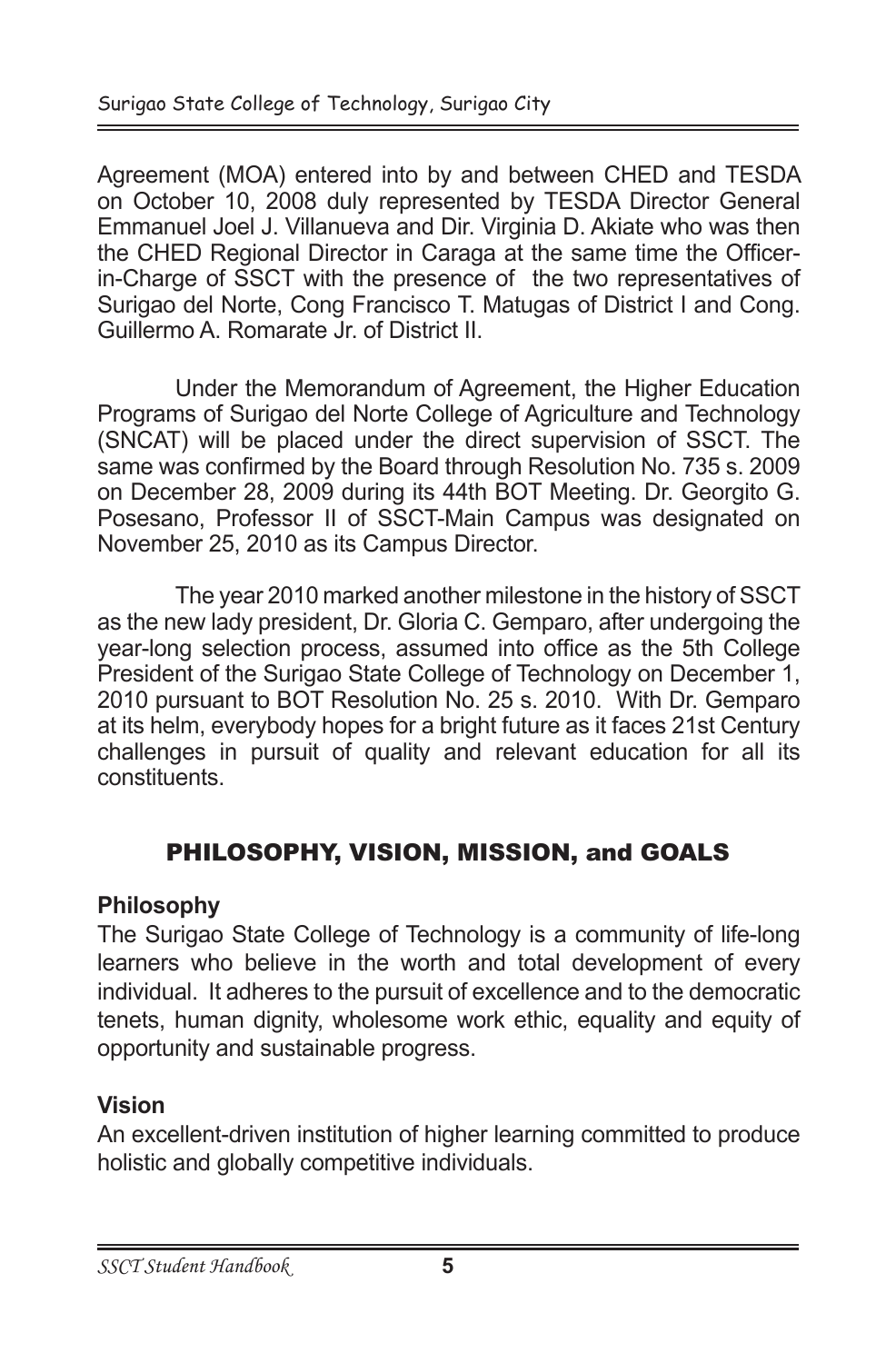Agreement (MOA) entered into by and between CHED and TESDA on October 10, 2008 duly represented by TESDA Director General Emmanuel Joel J. Villanueva and Dir. Virginia D. Akiate who was then the CHED Regional Director in Caraga at the same time the Officer-in-Charge of SSCT with the presence of the two representatives of Surigao del Norte, Cong Francisco T. Matugas of District I and Cong. Guillermo A. Romarate Jr. of District II.

Under the Memorandum of Agreement, the Higher Education Programs of Surigao del Norte College of Agriculture and Technology (SNCAT) will be placed under the direct supervision of SSCT. The same was confirmed by the Board through Resolution No. 735 s. 2009 on December 28, 2009 during its 44th BOT Meeting. Dr. Georgito G. Posesano, Professor II of SSCT-Main Campus was designated on November 25, 2010 as its Campus Director.

The year 2010 marked another milestone in the history of SSCT as the new lady president, Dr. Gloria C. Gemparo, after undergoing the year-long selection process, assumed into office as the 5th College President of the Surigao State College of Technology on December 1, 2010 pursuant to BOT Resolution No. 25 s. 2010. With Dr. Gemparo at its helm, everybody hopes for a bright future as it faces 21st Century challenges in pursuit of quality and relevant education for all its constituents.

## PHILOSOPHY, VISION, MISSION, and GOALS

### Philosophy

The Surigao State College of Technology is a community of life-long learners who believe in the worth and total development of every individual. It adheres to the pursuit of excellence and to the democratic tenets, human dignity, wholesome work ethic, equality and equity of opportunity and sustainable progress.

### Vision

An excellent-driven institution of higher learning committed to produce holistic and globally competitive individuals.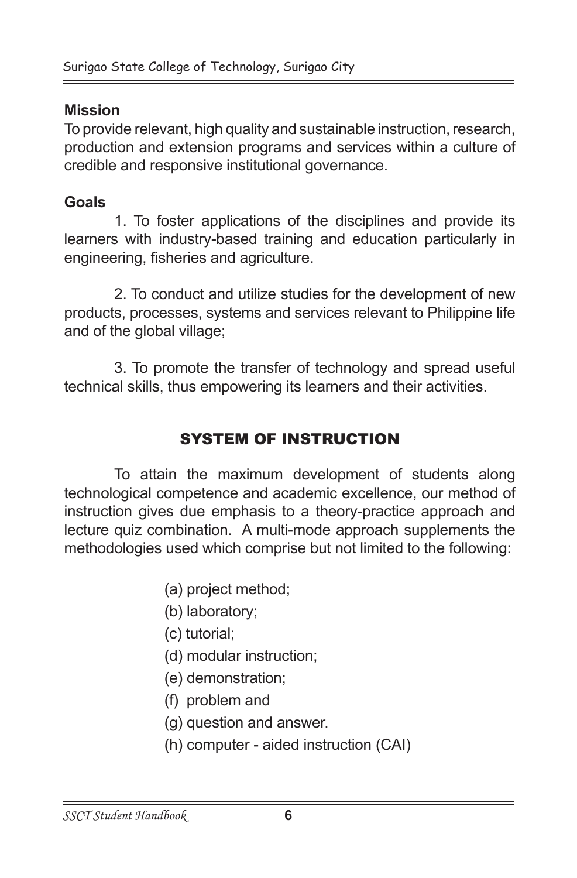### Mission

To provide relevant, high quality and sustainable instruction, research, production and extension programs and services within a culture of credible and responsive institutional governance.

### Goals

1. To foster applications of the disciplines and provide its learners with industry-based training and education particularly in engineering, fisheries and agriculture.

2. To conduct and utilize studies for the development of new products, processes, systems and services relevant to Philippine life and of the global village;

3. To promote the transfer of technology and spread useful technical skills, thus empowering its learners and their activities.

## SYSTEM OF INSTRUCTION

To attain the maximum development of students along technological competence and academic excellence, our method of instruction gives due emphasis to a theory-practice approach and lecture quiz combination. A multi-mode approach supplements the methodologies used which comprise but not limited to the following:

(a) project method;
(b) laboratory;
(c) tutorial;
(d) modular instruction;
(e) demonstration;
(f) problem and
(g) question and answer.
(h) computer - aided instruction (CAI)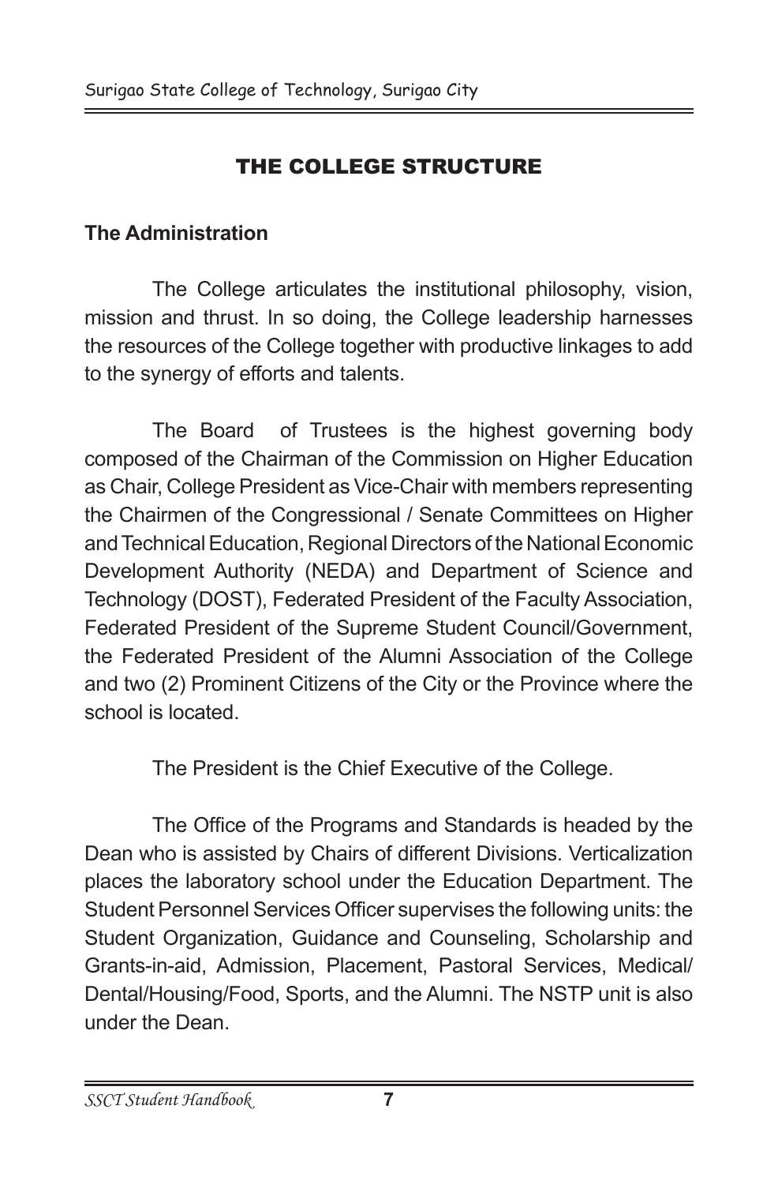# THE COLLEGE STRUCTURE

## The Administration

The College articulates the institutional philosophy, vision, mission and thrust. In so doing, the College leadership harnesses the resources of the College together with productive linkages to add to the synergy of efforts and talents.

The Board of Trustees is the highest governing body composed of the Chairman of the Commission on Higher Education as Chair, College President as Vice-Chair with members representing the Chairmen of the Congressional / Senate Committees on Higher and Technical Education, Regional Directors of the National Economic Development Authority (NEDA) and Department of Science and Technology (DOST), Federated President of the Faculty Association, Federated President of the Supreme Student Council/Government, the Federated President of the Alumni Association of the College and two (2) Prominent Citizens of the City or the Province where the school is located.

The President is the Chief Executive of the College.

The Office of the Programs and Standards is headed by the Dean who is assisted by Chairs of different Divisions. Verticalization places the laboratory school under the Education Department. The Student Personnel Services Officer supervises the following units: the Student Organization, Guidance and Counseling, Scholarship and Grants-in-aid, Admission, Placement, Pastoral Services, Medical/ Dental/Housing/Food, Sports, and the Alumni. The NSTP unit is also under the Dean.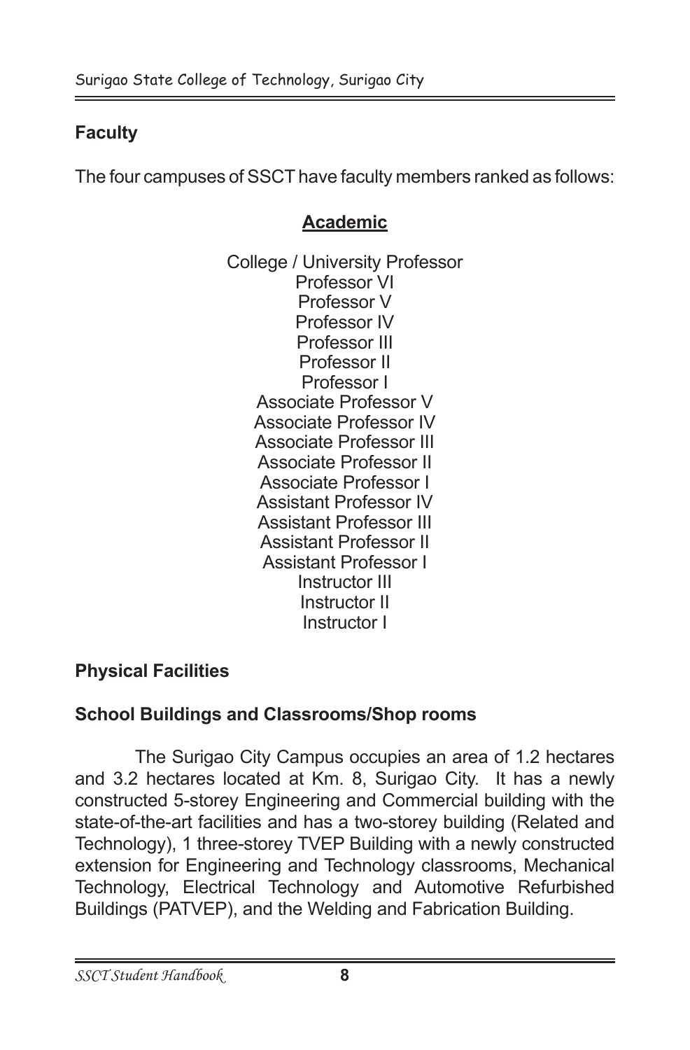## Faculty

The four campuses of SSCT have faculty members ranked as follows:

**Academic**

College / University Professor
Professor VI
Professor V
Professor IV
Professor III
Professor II
Professor I
Associate Professor V
Associate Professor IV
Associate Professor III
Associate Professor II
Associate Professor I
Assistant Professor IV
Assistant Professor III
Assistant Professor II
Assistant Professor I
Instructor III
Instructor II
Instructor I

## Physical Facilities

### School Buildings and Classrooms/Shop rooms

The Surigao City Campus occupies an area of 1.2 hectares and 3.2 hectares located at Km. 8, Surigao City. It has a newly constructed 5-storey Engineering and Commercial building with the state-of-the-art facilities and has a two-storey building (Related and Technology), 1 three-storey TVEP Building with a newly constructed extension for Engineering and Technology classrooms, Mechanical Technology, Electrical Technology and Automotive Refurbished Buildings (PATVEP), and the Welding and Fabrication Building.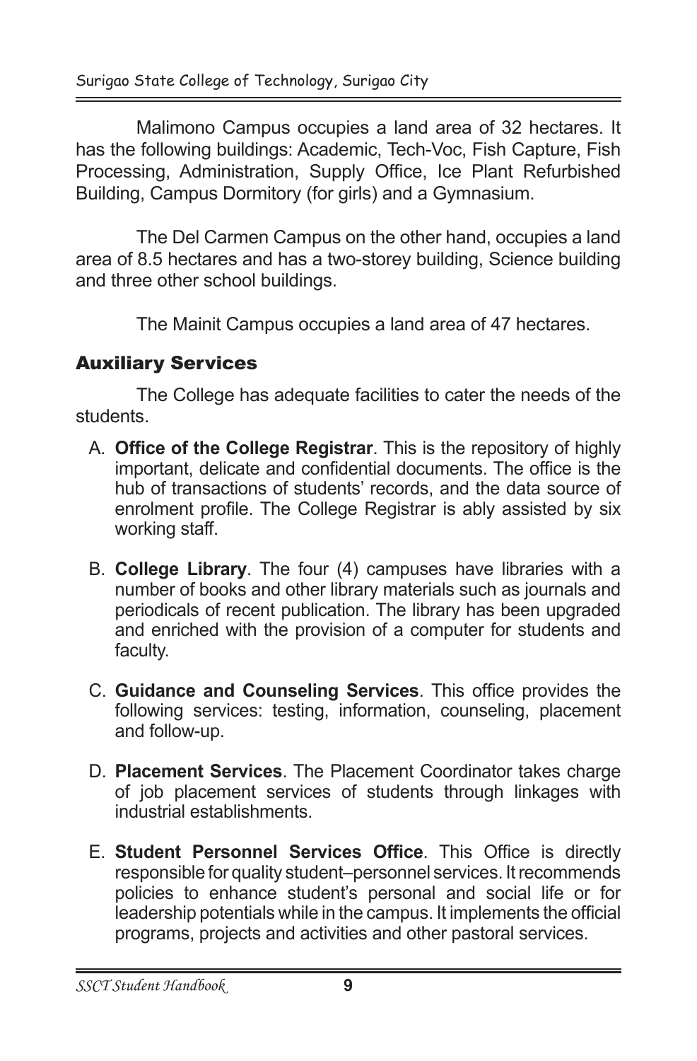Malimono Campus occupies a land area of 32 hectares. It has the following buildings: Academic, Tech-Voc, Fish Capture, Fish Processing, Administration, Supply Office, Ice Plant Refurbished Building, Campus Dormitory (for girls) and a Gymnasium.

The Del Carmen Campus on the other hand, occupies a land area of 8.5 hectares and has a two-storey building, Science building and three other school buildings.

The Mainit Campus occupies a land area of 47 hectares.

## Auxiliary Services

The College has adequate facilities to cater the needs of the students.

A. **Office of the College Registrar**. This is the repository of highly important, delicate and confidential documents. The office is the hub of transactions of students' records, and the data source of enrolment profile. The College Registrar is ably assisted by six working staff.

B. **College Library**. The four (4) campuses have libraries with a number of books and other library materials such as journals and periodicals of recent publication. The library has been upgraded and enriched with the provision of a computer for students and faculty.

C. **Guidance and Counseling Services**. This office provides the following services: testing, information, counseling, placement and follow-up.

D. **Placement Services**. The Placement Coordinator takes charge of job placement services of students through linkages with industrial establishments.

E. **Student Personnel Services Office**. This Office is directly responsible for quality student–personnel services. It recommends policies to enhance student's personal and social life or for leadership potentials while in the campus. It implements the official programs, projects and activities and other pastoral services.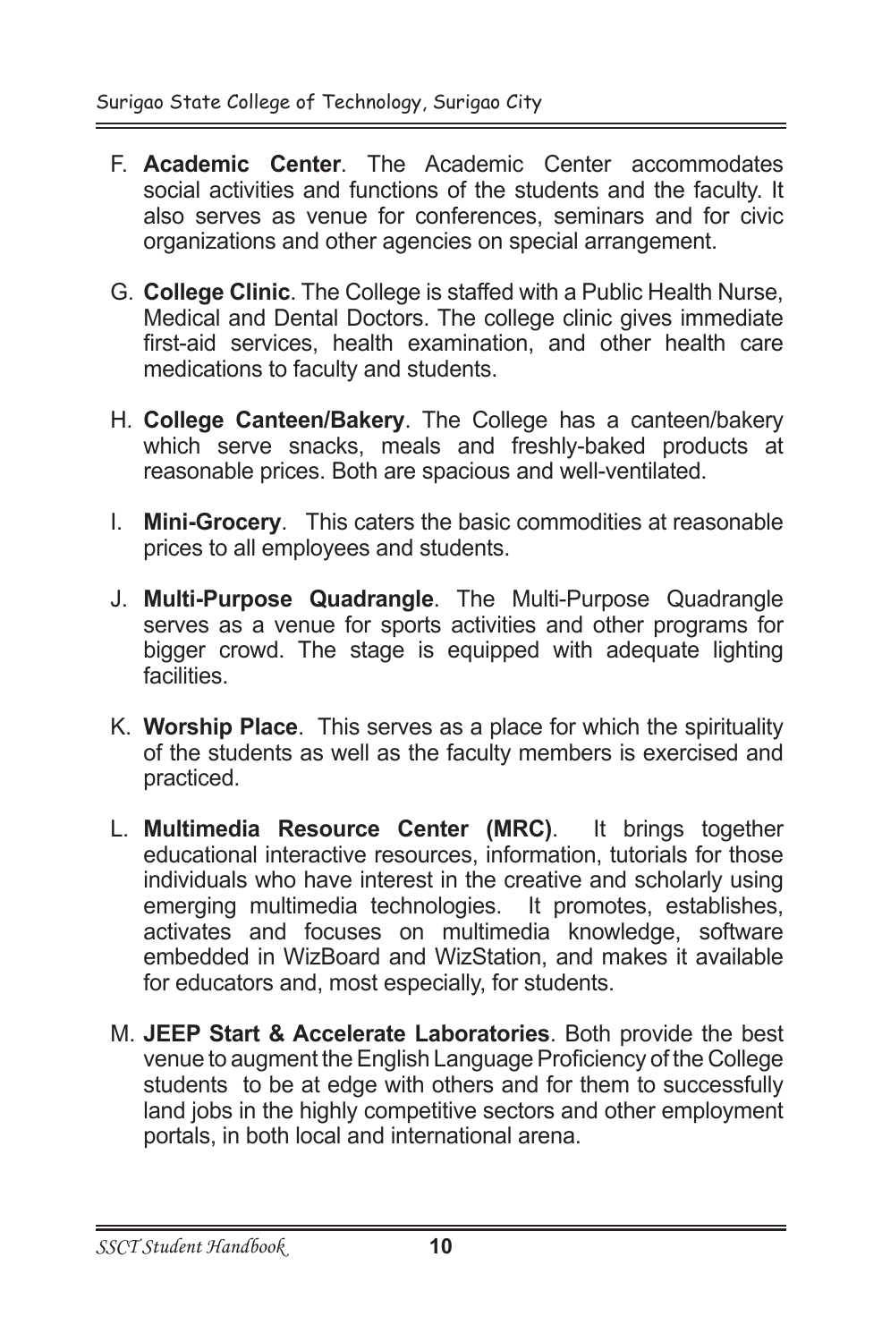F. **Academic Center**. The Academic Center accommodates social activities and functions of the students and the faculty. It also serves as venue for conferences, seminars and for civic organizations and other agencies on special arrangement.

G. **College Clinic**. The College is staffed with a Public Health Nurse, Medical and Dental Doctors. The college clinic gives immediate first-aid services, health examination, and other health care medications to faculty and students.

H. **College Canteen/Bakery**. The College has a canteen/bakery which serve snacks, meals and freshly-baked products at reasonable prices. Both are spacious and well-ventilated.

I. **Mini-Grocery**. This caters the basic commodities at reasonable prices to all employees and students.

J. **Multi-Purpose Quadrangle**. The Multi-Purpose Quadrangle serves as a venue for sports activities and other programs for bigger crowd. The stage is equipped with adequate lighting facilities.

K. **Worship Place**. This serves as a place for which the spirituality of the students as well as the faculty members is exercised and practiced.

L. **Multimedia Resource Center (MRC)**. It brings together educational interactive resources, information, tutorials for those individuals who have interest in the creative and scholarly using emerging multimedia technologies. It promotes, establishes, activates and focuses on multimedia knowledge, software embedded in WizBoard and WizStation, and makes it available for educators and, most especially, for students.

M. **JEEP Start & Accelerate Laboratories**. Both provide the best venue to augment the English Language Proficiency of the College students to be at edge with others and for them to successfully land jobs in the highly competitive sectors and other employment portals, in both local and international arena.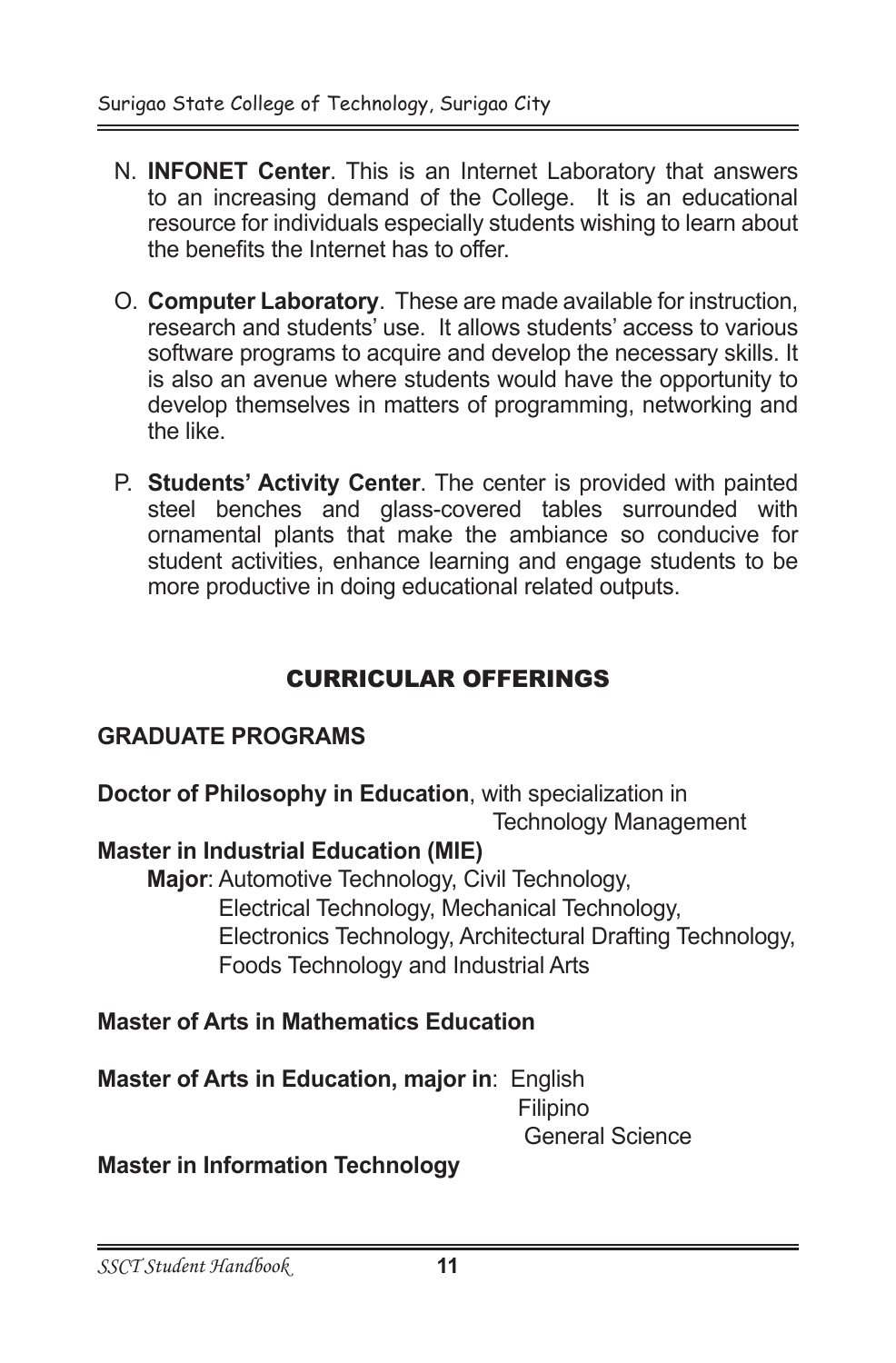N. **INFONET Center**. This is an Internet Laboratory that answers to an increasing demand of the College. It is an educational resource for individuals especially students wishing to learn about the benefits the Internet has to offer.

O. **Computer Laboratory**. These are made available for instruction, research and students' use. It allows students' access to various software programs to acquire and develop the necessary skills. It is also an avenue where students would have the opportunity to develop themselves in matters of programming, networking and the like.

P. **Students' Activity Center**. The center is provided with painted steel benches and glass-covered tables surrounded with ornamental plants that make the ambiance so conducive for student activities, enhance learning and engage students to be more productive in doing educational related outputs.

## CURRICULAR OFFERINGS

### GRADUATE PROGRAMS

**Doctor of Philosophy in Education**, with specialization in Technology Management

**Master in Industrial Education (MIE)**

**Major**: Automotive Technology, Civil Technology, Electrical Technology, Mechanical Technology, Electronics Technology, Architectural Drafting Technology, Foods Technology and Industrial Arts

**Master of Arts in Mathematics Education**

**Master of Arts in Education, major in**: English
Filipino
General Science

**Master in Information Technology**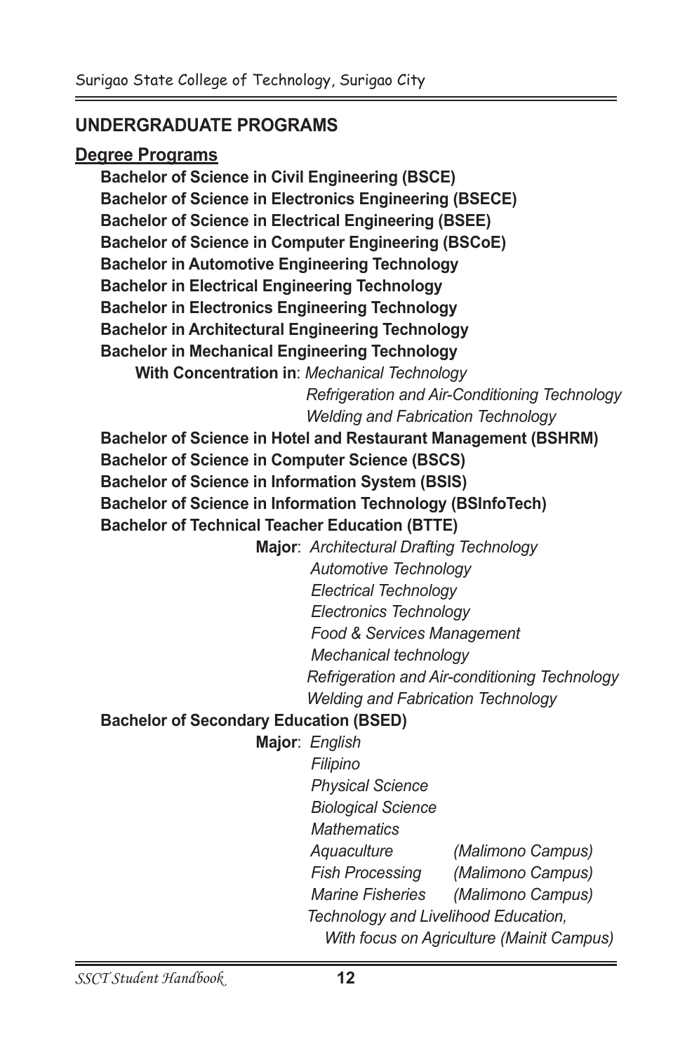## UNDERGRADUATE PROGRAMS

### Degree Programs

**Bachelor of Science in Civil Engineering (BSCE)**
**Bachelor of Science in Electronics Engineering (BSECE)**
**Bachelor of Science in Electrical Engineering (BSEE)**
**Bachelor of Science in Computer Engineering (BSCoE)**
**Bachelor in Automotive Engineering Technology**
**Bachelor in Electrical Engineering Technology**
**Bachelor in Electronics Engineering Technology**
**Bachelor in Architectural Engineering Technology**
**Bachelor in Mechanical Engineering Technology**

**With Concentration in**: *Mechanical Technology*
*Refrigeration and Air-Conditioning Technology*
*Welding and Fabrication Technology*

**Bachelor of Science in Hotel and Restaurant Management (BSHRM)**
**Bachelor of Science in Computer Science (BSCS)**
**Bachelor of Science in Information System (BSIS)**
**Bachelor of Science in Information Technology (BSInfoTech)**
**Bachelor of Technical Teacher Education (BTTE)**

**Major**: *Architectural Drafting Technology*
*Automotive Technology*
*Electrical Technology*
*Electronics Technology*
*Food & Services Management*
*Mechanical technology*
*Refrigeration and Air-conditioning Technology*
*Welding and Fabrication Technology*

**Bachelor of Secondary Education (BSED)**

**Major**: *English*
*Filipino*
*Physical Science*
*Biological Science*
*Mathematics*
*Aquaculture (Malimono Campus)*
*Fish Processing (Malimono Campus)*
*Marine Fisheries (Malimono Campus)*
*Technology and Livelihood Education, With focus on Agriculture (Mainit Campus)*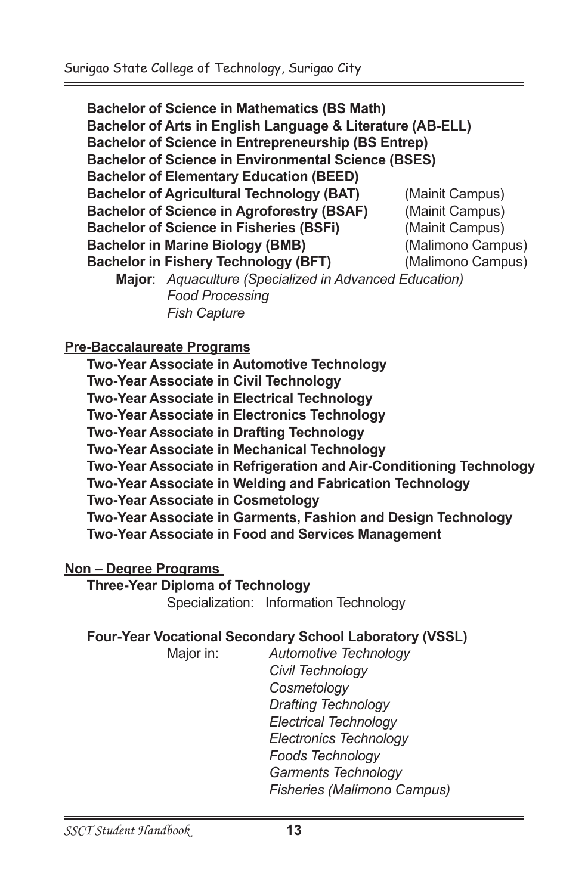**Bachelor of Science in Mathematics (BS Math)**
**Bachelor of Arts in English Language & Literature (AB-ELL)**
**Bachelor of Science in Entrepreneurship (BS Entrep)**
**Bachelor of Science in Environmental Science (BSES)**
**Bachelor of Elementary Education (BEED)**
**Bachelor of Agricultural Technology (BAT)** (Mainit Campus)
**Bachelor of Science in Agroforestry (BSAF)** (Mainit Campus)
**Bachelor of Science in Fisheries (BSFi)** (Mainit Campus)
**Bachelor in Marine Biology (BMB)** (Malimono Campus)
**Bachelor in Fishery Technology (BFT)** (Malimono Campus)

**Major**: *Aquaculture (Specialized in Advanced Education)*
*Food Processing*
*Fish Capture*

**Pre-Baccalaureate Programs**

**Two-Year Associate in Automotive Technology**
**Two-Year Associate in Civil Technology**
**Two-Year Associate in Electrical Technology**
**Two-Year Associate in Electronics Technology**
**Two-Year Associate in Drafting Technology**
**Two-Year Associate in Mechanical Technology**
**Two-Year Associate in Refrigeration and Air-Conditioning Technology**
**Two-Year Associate in Welding and Fabrication Technology**
**Two-Year Associate in Cosmetology**
**Two-Year Associate in Garments, Fashion and Design Technology**
**Two-Year Associate in Food and Services Management**

**Non – Degree Programs**

**Three-Year Diploma of Technology**
Specialization: Information Technology

**Four-Year Vocational Secondary School Laboratory (VSSL)**
Major in: *Automotive Technology*
*Civil Technology*
*Cosmetology*
*Drafting Technology*
*Electrical Technology*
*Electronics Technology*
*Foods Technology*
*Garments Technology*
*Fisheries (Malimono Campus)*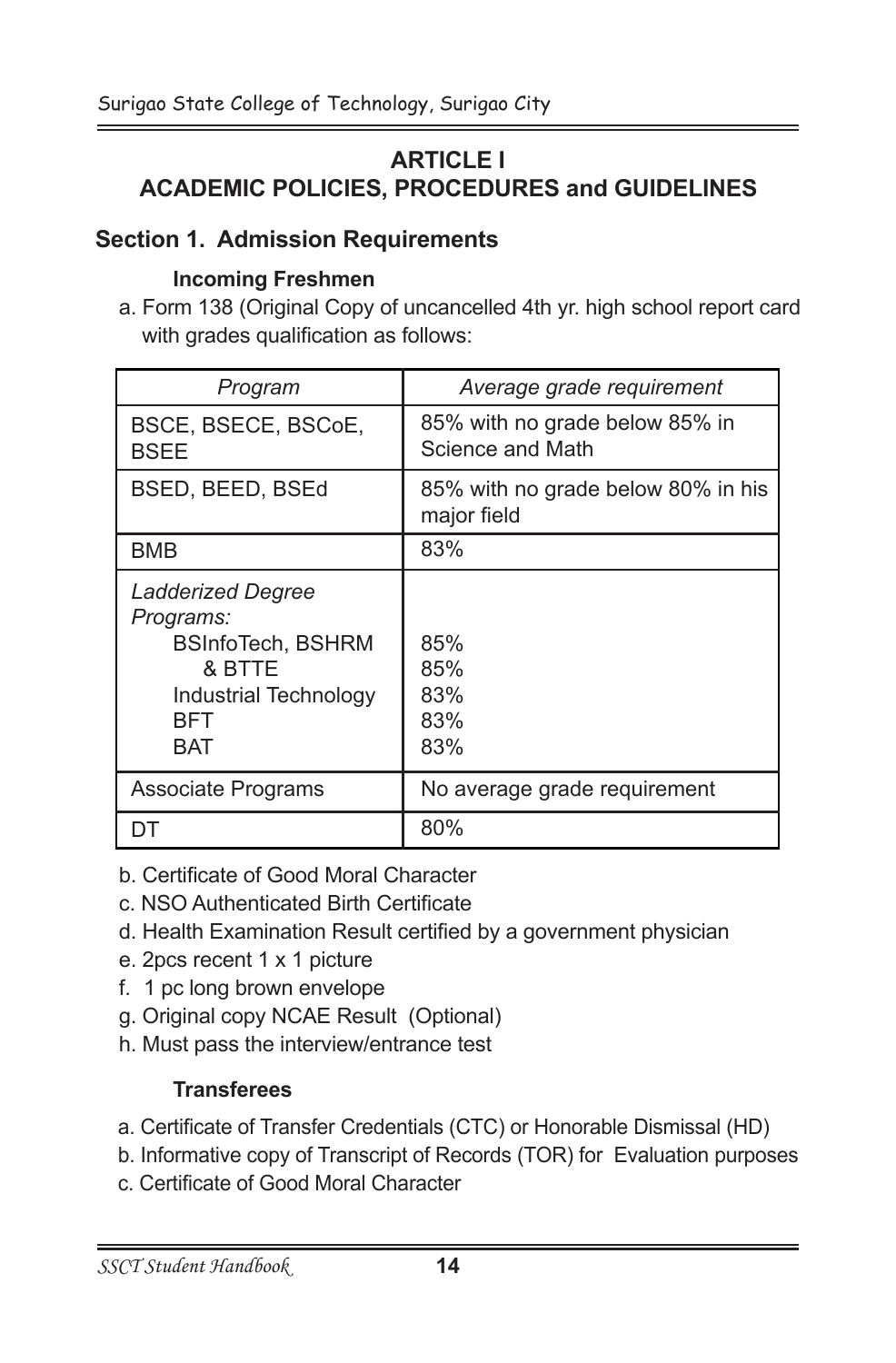# ARTICLE I
# ACADEMIC POLICIES, PROCEDURES and GUIDELINES

## Section 1. Admission Requirements

### Incoming Freshmen

a. Form 138 (Original Copy of uncancelled 4th yr. high school report card with grades qualification as follows:

| *Program* | *Average grade requirement* |
| --- | --- |
| BSCE, BSECE, BSCoE, BSEE | 85% with no grade below 85% in Science and Math |
| BSED, BEED, BSEd | 85% with no grade below 80% in his major field |
| BMB | 83% |
| *Ladderized Degree Programs:* | |
| BSInfoTech, BSHRM | 85% |
| & BTTE | 85% |
| Industrial Technology | 83% |
| BFT | 83% |
| BAT | 83% |
| Associate Programs | No average grade requirement |
| DT | 80% |

b. Certificate of Good Moral Character
c. NSO Authenticated Birth Certificate
d. Health Examination Result certified by a government physician
e. 2pcs recent 1 x 1 picture
f. 1 pc long brown envelope
g. Original copy NCAE Result (Optional)
h. Must pass the interview/entrance test

### Transferees

a. Certificate of Transfer Credentials (CTC) or Honorable Dismissal (HD)
b. Informative copy of Transcript of Records (TOR) for Evaluation purposes
c. Certificate of Good Moral Character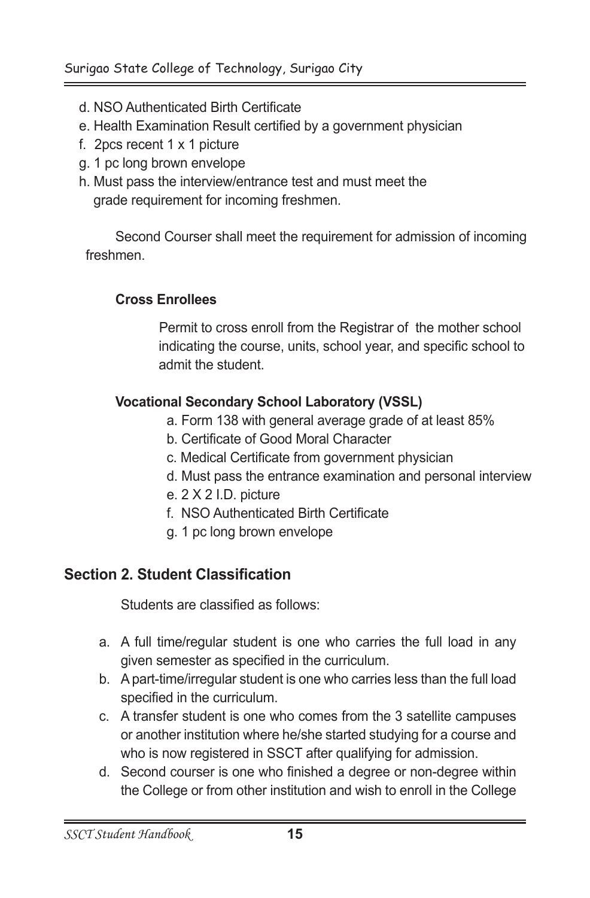d. NSO Authenticated Birth Certificate
e. Health Examination Result certified by a government physician
f. 2pcs recent 1 x 1 picture
g. 1 pc long brown envelope
h. Must pass the interview/entrance test and must meet the grade requirement for incoming freshmen.

Second Courser shall meet the requirement for admission of incoming freshmen.

**Cross Enrollees**

Permit to cross enroll from the Registrar of the mother school indicating the course, units, school year, and specific school to admit the student.

**Vocational Secondary School Laboratory (VSSL)**

a. Form 138 with general average grade of at least 85%
b. Certificate of Good Moral Character
c. Medical Certificate from government physician
d. Must pass the entrance examination and personal interview
e. 2 X 2 I.D. picture
f. NSO Authenticated Birth Certificate
g. 1 pc long brown envelope

## Section 2. Student Classification

Students are classified as follows:

a. A full time/regular student is one who carries the full load in any given semester as specified in the curriculum.
b. A part-time/irregular student is one who carries less than the full load specified in the curriculum.
c. A transfer student is one who comes from the 3 satellite campuses or another institution where he/she started studying for a course and who is now registered in SSCT after qualifying for admission.
d. Second courser is one who finished a degree or non-degree within the College or from other institution and wish to enroll in the College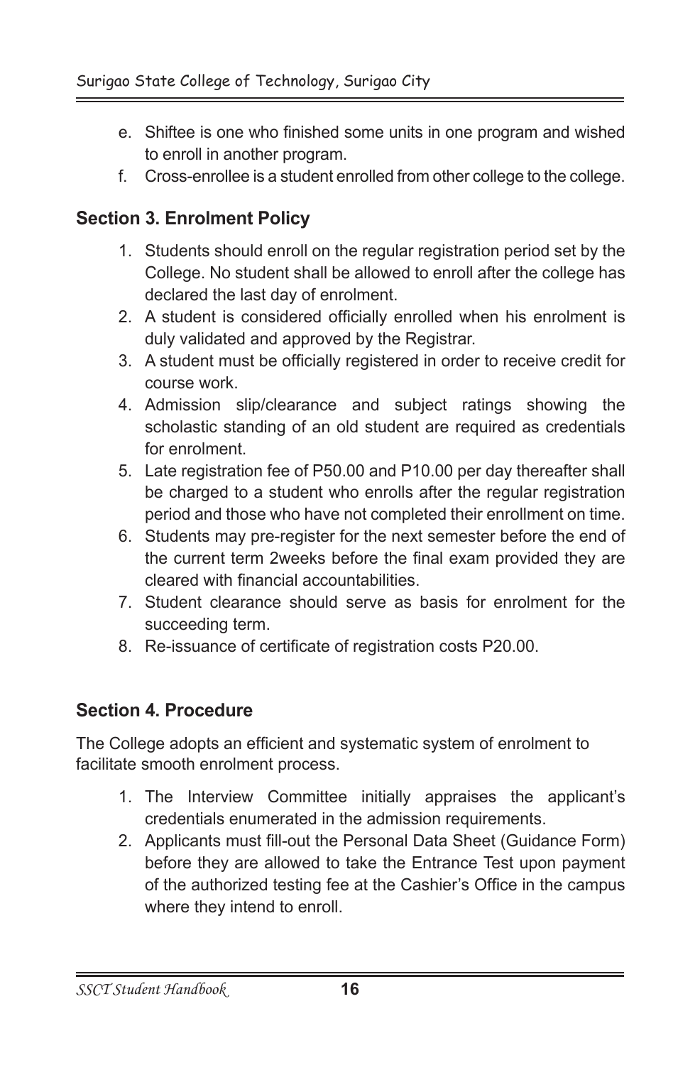e. Shiftee is one who finished some units in one program and wished to enroll in another program.
f. Cross-enrollee is a student enrolled from other college to the college.

## Section 3. Enrolment Policy

1. Students should enroll on the regular registration period set by the College. No student shall be allowed to enroll after the college has declared the last day of enrolment.
2. A student is considered officially enrolled when his enrolment is duly validated and approved by the Registrar.
3. A student must be officially registered in order to receive credit for course work.
4. Admission slip/clearance and subject ratings showing the scholastic standing of an old student are required as credentials for enrolment.
5. Late registration fee of P50.00 and P10.00 per day thereafter shall be charged to a student who enrolls after the regular registration period and those who have not completed their enrollment on time.
6. Students may pre-register for the next semester before the end of the current term 2weeks before the final exam provided they are cleared with financial accountabilities.
7. Student clearance should serve as basis for enrolment for the succeeding term.
8. Re-issuance of certificate of registration costs P20.00.

## Section 4. Procedure

The College adopts an efficient and systematic system of enrolment to facilitate smooth enrolment process.

1. The Interview Committee initially appraises the applicant's credentials enumerated in the admission requirements.
2. Applicants must fill-out the Personal Data Sheet (Guidance Form) before they are allowed to take the Entrance Test upon payment of the authorized testing fee at the Cashier's Office in the campus where they intend to enroll.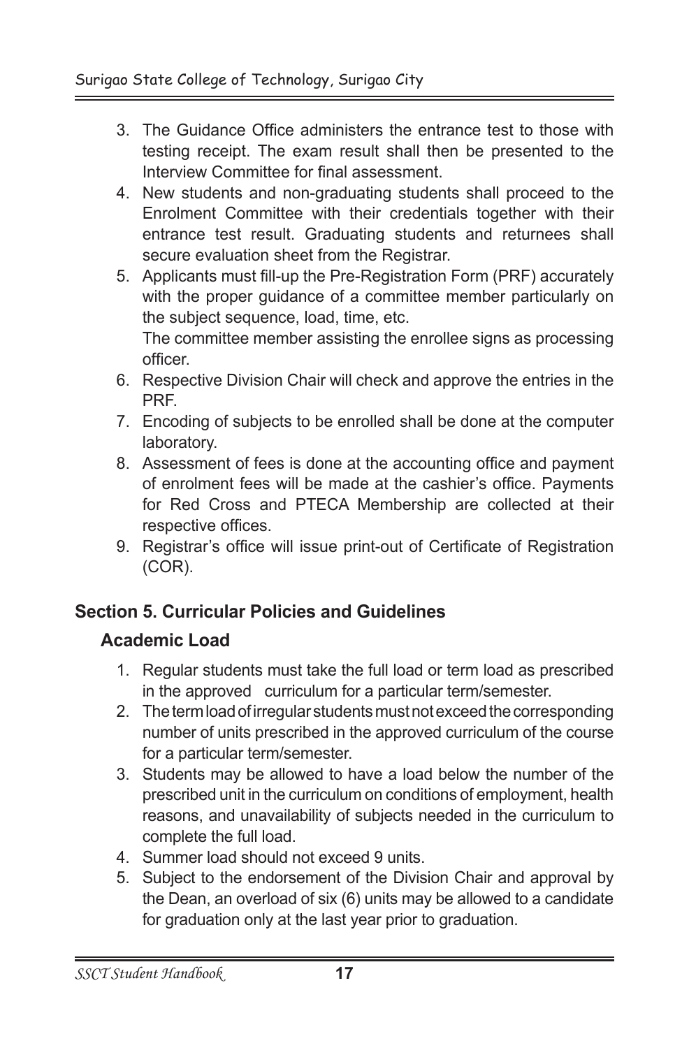3. The Guidance Office administers the entrance test to those with testing receipt. The exam result shall then be presented to the Interview Committee for final assessment.
4. New students and non-graduating students shall proceed to the Enrolment Committee with their credentials together with their entrance test result. Graduating students and returnees shall secure evaluation sheet from the Registrar.
5. Applicants must fill-up the Pre-Registration Form (PRF) accurately with the proper guidance of a committee member particularly on the subject sequence, load, time, etc.
   The committee member assisting the enrollee signs as processing officer.
6. Respective Division Chair will check and approve the entries in the PRF.
7. Encoding of subjects to be enrolled shall be done at the computer laboratory.
8. Assessment of fees is done at the accounting office and payment of enrolment fees will be made at the cashier's office. Payments for Red Cross and PTECA Membership are collected at their respective offices.
9. Registrar's office will issue print-out of Certificate of Registration (COR).

## Section 5. Curricular Policies and Guidelines

### Academic Load

1. Regular students must take the full load or term load as prescribed in the approved curriculum for a particular term/semester.
2. The term load of irregular students must not exceed the corresponding number of units prescribed in the approved curriculum of the course for a particular term/semester.
3. Students may be allowed to have a load below the number of the prescribed unit in the curriculum on conditions of employment, health reasons, and unavailability of subjects needed in the curriculum to complete the full load.
4. Summer load should not exceed 9 units.
5. Subject to the endorsement of the Division Chair and approval by the Dean, an overload of six (6) units may be allowed to a candidate for graduation only at the last year prior to graduation.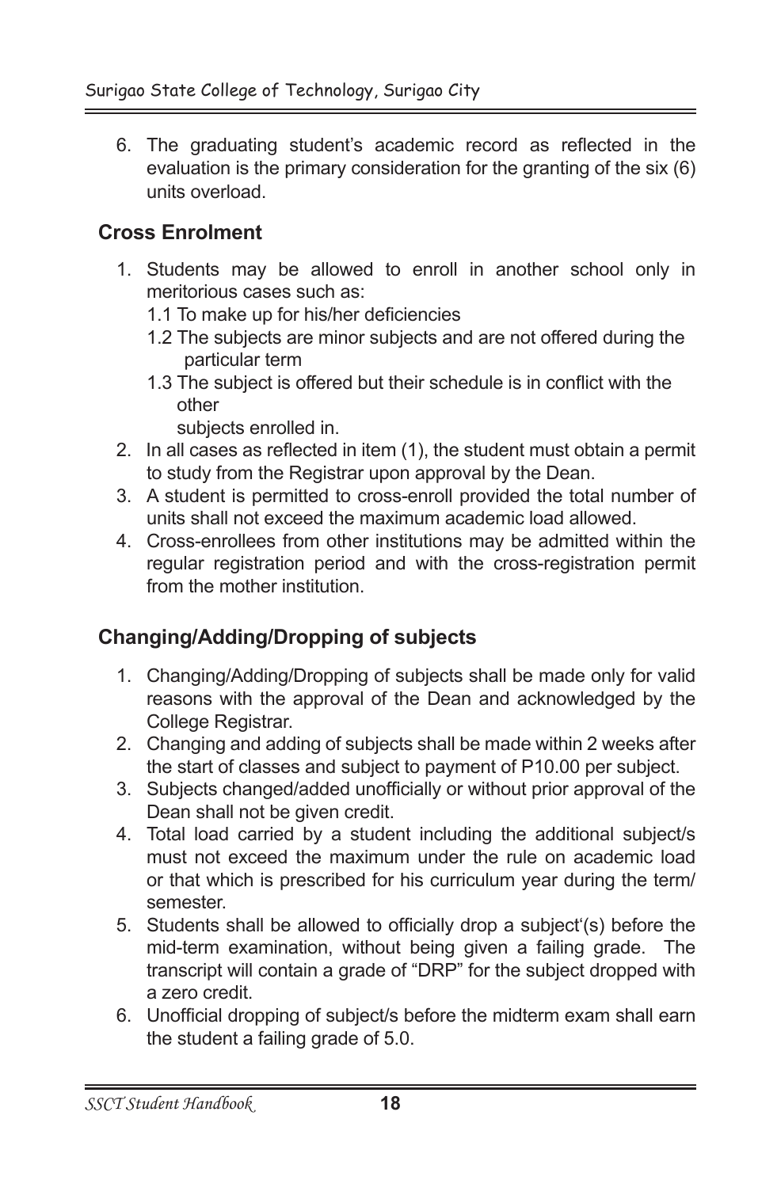6. The graduating student's academic record as reflected in the evaluation is the primary consideration for the granting of the six (6) units overload.

## Cross Enrolment

1. Students may be allowed to enroll in another school only in meritorious cases such as:
   - 1.1 To make up for his/her deficiencies
   - 1.2 The subjects are minor subjects and are not offered during the particular term
   - 1.3 The subject is offered but their schedule is in conflict with the other subjects enrolled in.
2. In all cases as reflected in item (1), the student must obtain a permit to study from the Registrar upon approval by the Dean.
3. A student is permitted to cross-enroll provided the total number of units shall not exceed the maximum academic load allowed.
4. Cross-enrollees from other institutions may be admitted within the regular registration period and with the cross-registration permit from the mother institution.

## Changing/Adding/Dropping of subjects

1. Changing/Adding/Dropping of subjects shall be made only for valid reasons with the approval of the Dean and acknowledged by the College Registrar.
2. Changing and adding of subjects shall be made within 2 weeks after the start of classes and subject to payment of P10.00 per subject.
3. Subjects changed/added unofficially or without prior approval of the Dean shall not be given credit.
4. Total load carried by a student including the additional subject/s must not exceed the maximum under the rule on academic load or that which is prescribed for his curriculum year during the term/ semester.
5. Students shall be allowed to officially drop a subject'(s) before the mid-term examination, without being given a failing grade. The transcript will contain a grade of "DRP" for the subject dropped with a zero credit.
6. Unofficial dropping of subject/s before the midterm exam shall earn the student a failing grade of 5.0.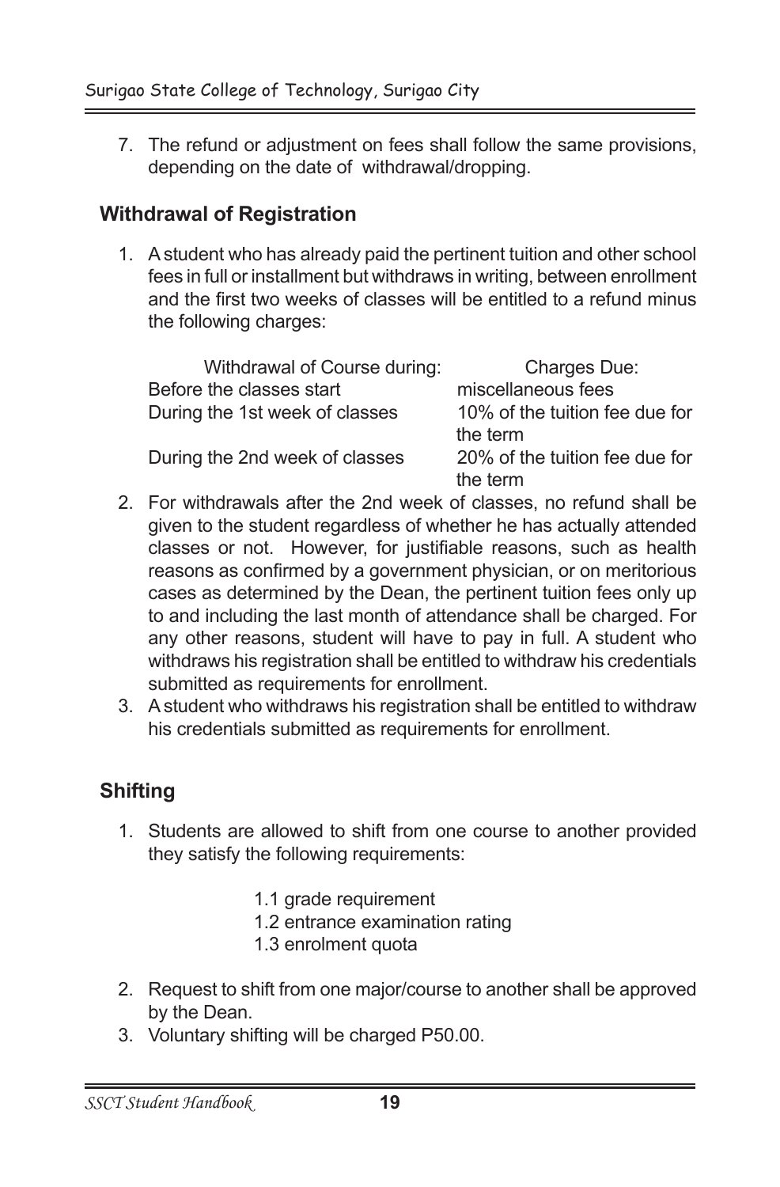7. The refund or adjustment on fees shall follow the same provisions, depending on the date of withdrawal/dropping.

### Withdrawal of Registration

1. A student who has already paid the pertinent tuition and other school fees in full or installment but withdraws in writing, between enrollment and the first two weeks of classes will be entitled to a refund minus the following charges:

| Withdrawal of Course during: | Charges Due: |
|---|---|
| Before the classes start | miscellaneous fees |
| During the 1st week of classes | 10% of the tuition fee due for the term |
| During the 2nd week of classes | 20% of the tuition fee due for the term |

2. For withdrawals after the 2nd week of classes, no refund shall be given to the student regardless of whether he has actually attended classes or not. However, for justifiable reasons, such as health reasons as confirmed by a government physician, or on meritorious cases as determined by the Dean, the pertinent tuition fees only up to and including the last month of attendance shall be charged. For any other reasons, student will have to pay in full. A student who withdraws his registration shall be entitled to withdraw his credentials submitted as requirements for enrollment.
3. A student who withdraws his registration shall be entitled to withdraw his credentials submitted as requirements for enrollment.

### Shifting

1. Students are allowed to shift from one course to another provided they satisfy the following requirements:

   1.1 grade requirement
   1.2 entrance examination rating
   1.3 enrolment quota

2. Request to shift from one major/course to another shall be approved by the Dean.
3. Voluntary shifting will be charged P50.00.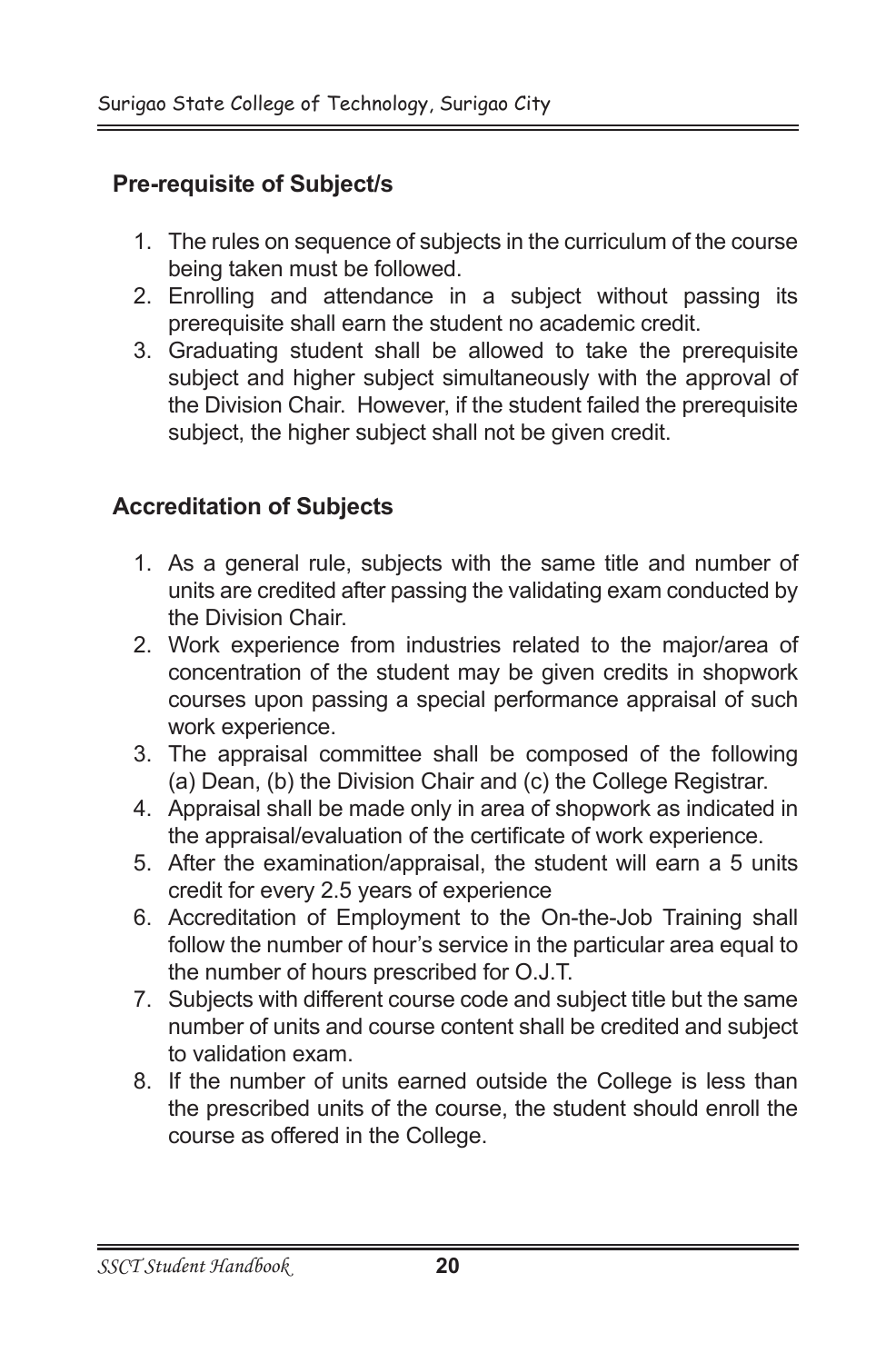## Pre-requisite of Subject/s

1. The rules on sequence of subjects in the curriculum of the course being taken must be followed.
2. Enrolling and attendance in a subject without passing its prerequisite shall earn the student no academic credit.
3. Graduating student shall be allowed to take the prerequisite subject and higher subject simultaneously with the approval of the Division Chair. However, if the student failed the prerequisite subject, the higher subject shall not be given credit.

## Accreditation of Subjects

1. As a general rule, subjects with the same title and number of units are credited after passing the validating exam conducted by the Division Chair.
2. Work experience from industries related to the major/area of concentration of the student may be given credits in shopwork courses upon passing a special performance appraisal of such work experience.
3. The appraisal committee shall be composed of the following (a) Dean, (b) the Division Chair and (c) the College Registrar.
4. Appraisal shall be made only in area of shopwork as indicated in the appraisal/evaluation of the certificate of work experience.
5. After the examination/appraisal, the student will earn a 5 units credit for every 2.5 years of experience
6. Accreditation of Employment to the On-the-Job Training shall follow the number of hour's service in the particular area equal to the number of hours prescribed for O.J.T.
7. Subjects with different course code and subject title but the same number of units and course content shall be credited and subject to validation exam.
8. If the number of units earned outside the College is less than the prescribed units of the course, the student should enroll the course as offered in the College.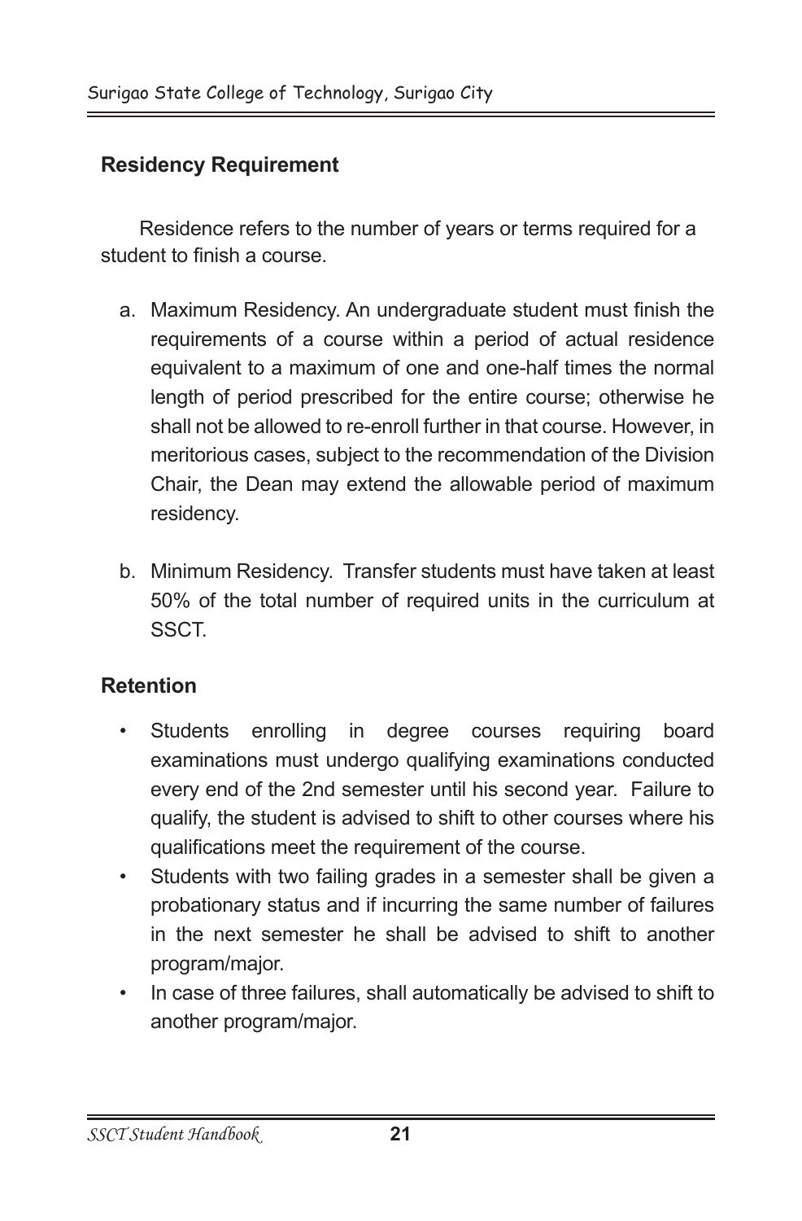## Residency Requirement

Residence refers to the number of years or terms required for a student to finish a course.

a. Maximum Residency. An undergraduate student must finish the requirements of a course within a period of actual residence equivalent to a maximum of one and one-half times the normal length of period prescribed for the entire course; otherwise he shall not be allowed to re-enroll further in that course. However, in meritorious cases, subject to the recommendation of the Division Chair, the Dean may extend the allowable period of maximum residency.

b. Minimum Residency. Transfer students must have taken at least 50% of the total number of required units in the curriculum at SSCT.

## Retention

- Students enrolling in degree courses requiring board examinations must undergo qualifying examinations conducted every end of the 2nd semester until his second year. Failure to qualify, the student is advised to shift to other courses where his qualifications meet the requirement of the course.
- Students with two failing grades in a semester shall be given a probationary status and if incurring the same number of failures in the next semester he shall be advised to shift to another program/major.
- In case of three failures, shall automatically be advised to shift to another program/major.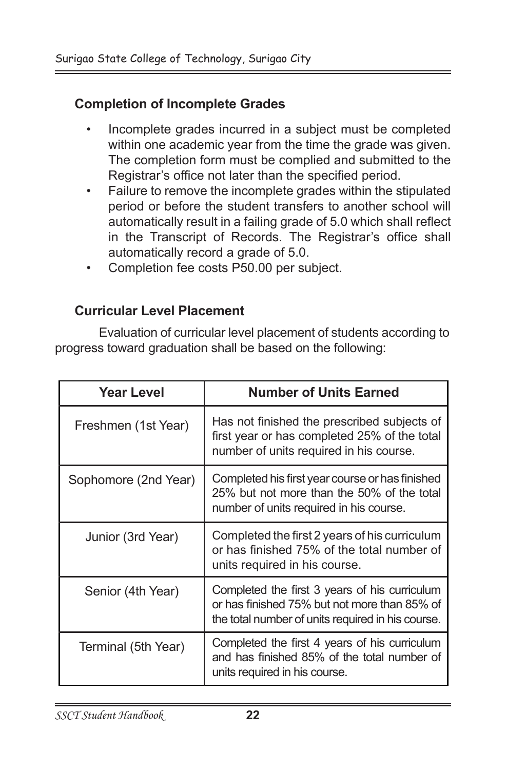### Completion of Incomplete Grades

- Incomplete grades incurred in a subject must be completed within one academic year from the time the grade was given. The completion form must be complied and submitted to the Registrar's office not later than the specified period.
- Failure to remove the incomplete grades within the stipulated period or before the student transfers to another school will automatically result in a failing grade of 5.0 which shall reflect in the Transcript of Records. The Registrar's office shall automatically record a grade of 5.0.
- Completion fee costs P50.00 per subject.

### Curricular Level Placement

Evaluation of curricular level placement of students according to progress toward graduation shall be based on the following:

| Year Level | Number of Units Earned |
|---|---|
| Freshmen (1st Year) | Has not finished the prescribed subjects of first year or has completed 25% of the total number of units required in his course. |
| Sophomore (2nd Year) | Completed his first year course or has finished 25% but not more than the 50% of the total number of units required in his course. |
| Junior (3rd Year) | Completed the first 2 years of his curriculum or has finished 75% of the total number of units required in his course. |
| Senior (4th Year) | Completed the first 3 years of his curriculum or has finished 75% but not more than 85% of the total number of units required in his course. |
| Terminal (5th Year) | Completed the first 4 years of his curriculum and has finished 85% of the total number of units required in his course. |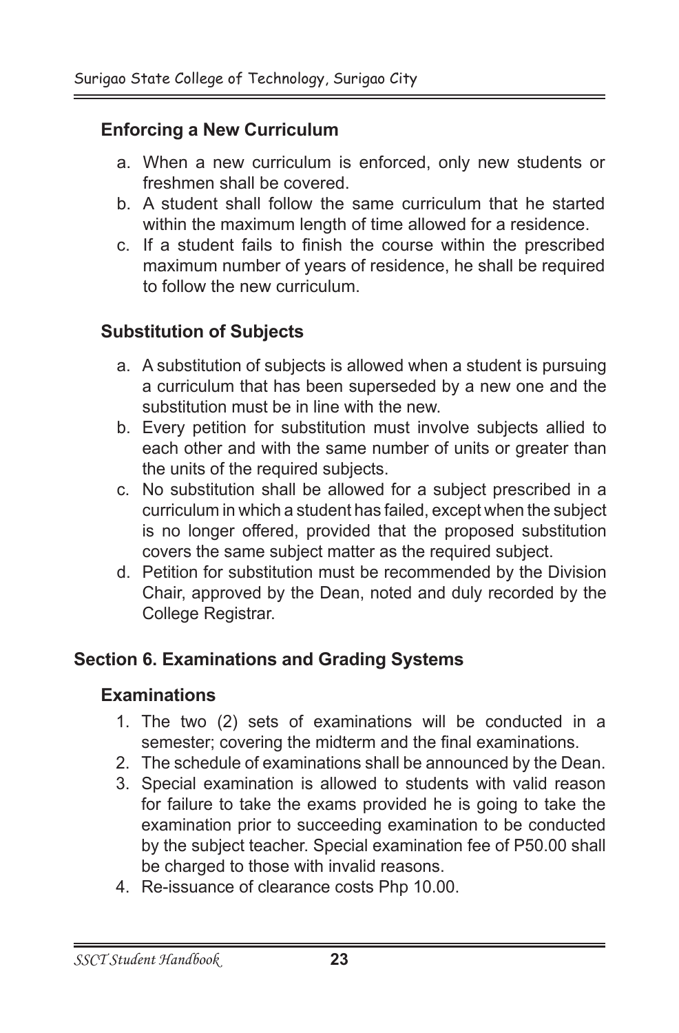### Enforcing a New Curriculum

a. When a new curriculum is enforced, only new students or freshmen shall be covered.
b. A student shall follow the same curriculum that he started within the maximum length of time allowed for a residence.
c. If a student fails to finish the course within the prescribed maximum number of years of residence, he shall be required to follow the new curriculum.

### Substitution of Subjects

a. A substitution of subjects is allowed when a student is pursuing a curriculum that has been superseded by a new one and the substitution must be in line with the new.
b. Every petition for substitution must involve subjects allied to each other and with the same number of units or greater than the units of the required subjects.
c. No substitution shall be allowed for a subject prescribed in a curriculum in which a student has failed, except when the subject is no longer offered, provided that the proposed substitution covers the same subject matter as the required subject.
d. Petition for substitution must be recommended by the Division Chair, approved by the Dean, noted and duly recorded by the College Registrar.

## Section 6. Examinations and Grading Systems

### Examinations

1. The two (2) sets of examinations will be conducted in a semester; covering the midterm and the final examinations.
2. The schedule of examinations shall be announced by the Dean.
3. Special examination is allowed to students with valid reason for failure to take the exams provided he is going to take the examination prior to succeeding examination to be conducted by the subject teacher. Special examination fee of P50.00 shall be charged to those with invalid reasons.
4. Re-issuance of clearance costs Php 10.00.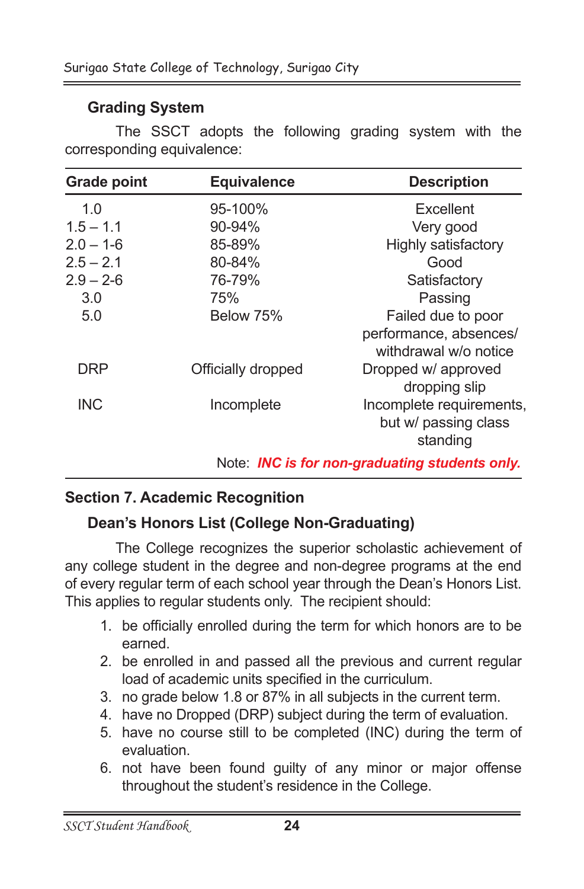## Grading System

The SSCT adopts the following grading system with the corresponding equivalence:

| Grade point | Equivalence | Description |
|---|---|---|
| 1.0 | 95-100% | Excellent |
| 1.5 – 1.1 | 90-94% | Very good |
| 2.0 – 1-6 | 85-89% | Highly satisfactory |
| 2.5 – 2.1 | 80-84% | Good |
| 2.9 – 2-6 | 76-79% | Satisfactory |
| 3.0 | 75% | Passing |
| 5.0 | Below 75% | Failed due to poor performance, absences/ withdrawal w/o notice |
| DRP | Officially dropped | Dropped w/ approved dropping slip |
| INC | Incomplete | Incomplete requirements, but w/ passing class standing |

Note: ***INC is for non-graduating students only.***

## Section 7. Academic Recognition

### Dean's Honors List (College Non-Graduating)

The College recognizes the superior scholastic achievement of any college student in the degree and non-degree programs at the end of every regular term of each school year through the Dean's Honors List. This applies to regular students only. The recipient should:

1. be officially enrolled during the term for which honors are to be earned.
2. be enrolled in and passed all the previous and current regular load of academic units specified in the curriculum.
3. no grade below 1.8 or 87% in all subjects in the current term.
4. have no Dropped (DRP) subject during the term of evaluation.
5. have no course still to be completed (INC) during the term of evaluation.
6. not have been found guilty of any minor or major offense throughout the student's residence in the College.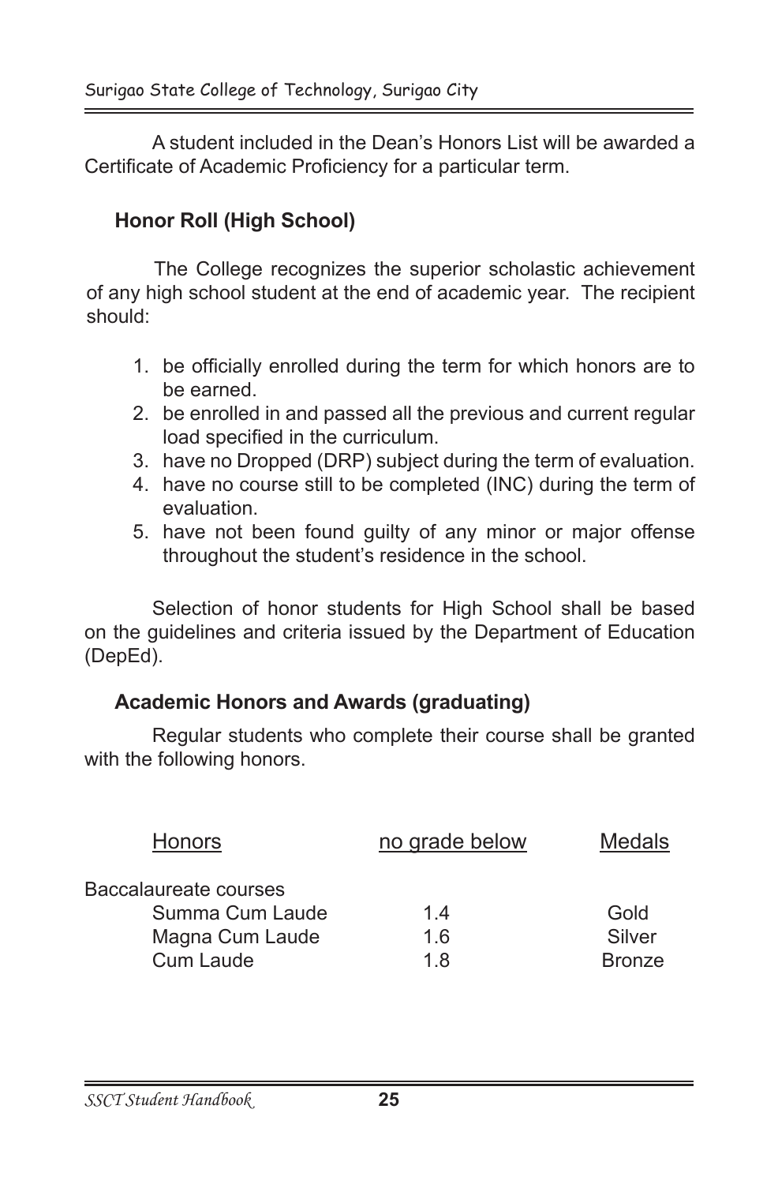A student included in the Dean's Honors List will be awarded a Certificate of Academic Proficiency for a particular term.

### Honor Roll (High School)

The College recognizes the superior scholastic achievement of any high school student at the end of academic year. The recipient should:

1. be officially enrolled during the term for which honors are to be earned.
2. be enrolled in and passed all the previous and current regular load specified in the curriculum.
3. have no Dropped (DRP) subject during the term of evaluation.
4. have no course still to be completed (INC) during the term of evaluation.
5. have not been found guilty of any minor or major offense throughout the student's residence in the school.

Selection of honor students for High School shall be based on the guidelines and criteria issued by the Department of Education (DepEd).

### Academic Honors and Awards (graduating)

Regular students who complete their course shall be granted with the following honors.

| Honors | no grade below | Medals |
|---|---|---|
| Baccalaureate courses | | |
| Summa Cum Laude | 1.4 | Gold |
| Magna Cum Laude | 1.6 | Silver |
| Cum Laude | 1.8 | Bronze |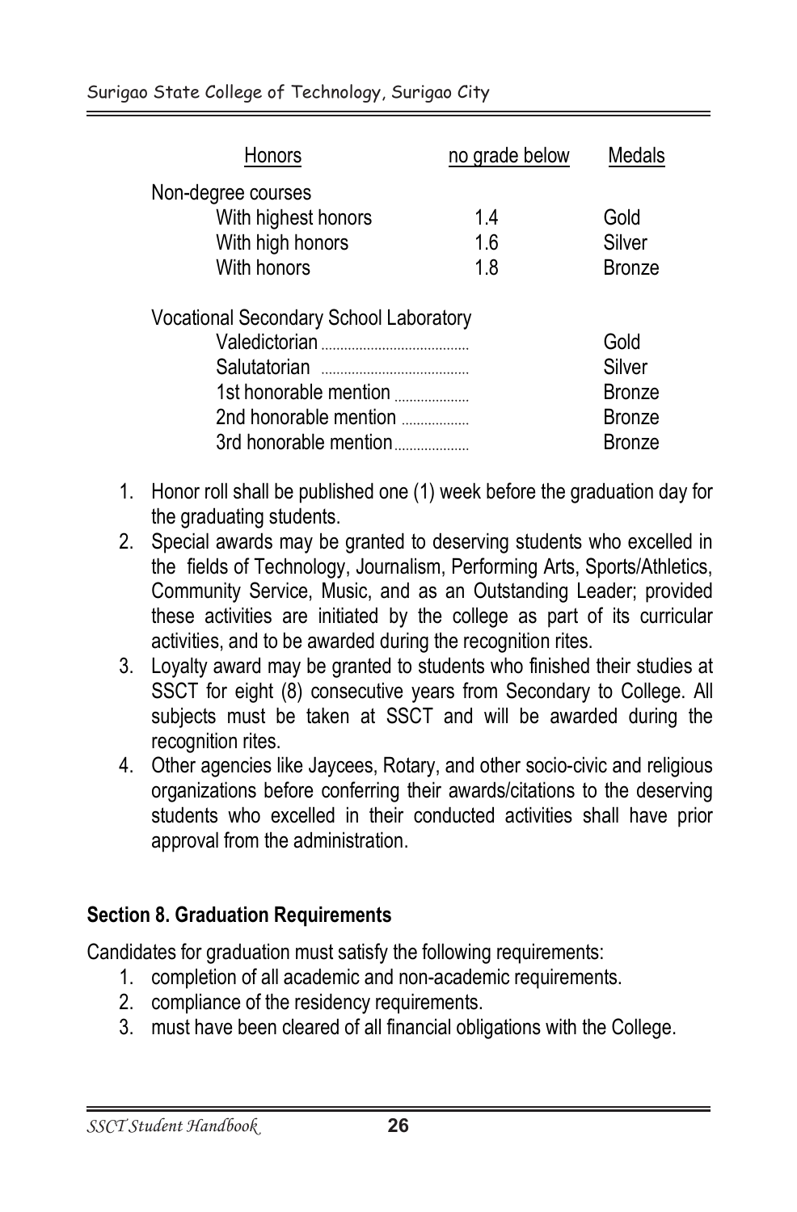| Honors | no grade below | Medals |
|---|---|---|
| Non-degree courses | | |
| With highest honors | 1.4 | Gold |
| With high honors | 1.6 | Silver |
| With honors | 1.8 | Bronze |
| Vocational Secondary School Laboratory | | |
| Valedictorian | | Gold |
| Salutatorian | | Silver |
| 1st honorable mention | | Bronze |
| 2nd honorable mention | | Bronze |
| 3rd honorable mention | | Bronze |

1. Honor roll shall be published one (1) week before the graduation day for the graduating students.
2. Special awards may be granted to deserving students who excelled in the fields of Technology, Journalism, Performing Arts, Sports/Athletics, Community Service, Music, and as an Outstanding Leader; provided these activities are initiated by the college as part of its curricular activities, and to be awarded during the recognition rites.
3. Loyalty award may be granted to students who finished their studies at SSCT for eight (8) consecutive years from Secondary to College. All subjects must be taken at SSCT and will be awarded during the recognition rites.
4. Other agencies like Jaycees, Rotary, and other socio-civic and religious organizations before conferring their awards/citations to the deserving students who excelled in their conducted activities shall have prior approval from the administration.

## Section 8. Graduation Requirements

Candidates for graduation must satisfy the following requirements:

1. completion of all academic and non-academic requirements.
2. compliance of the residency requirements.
3. must have been cleared of all financial obligations with the College.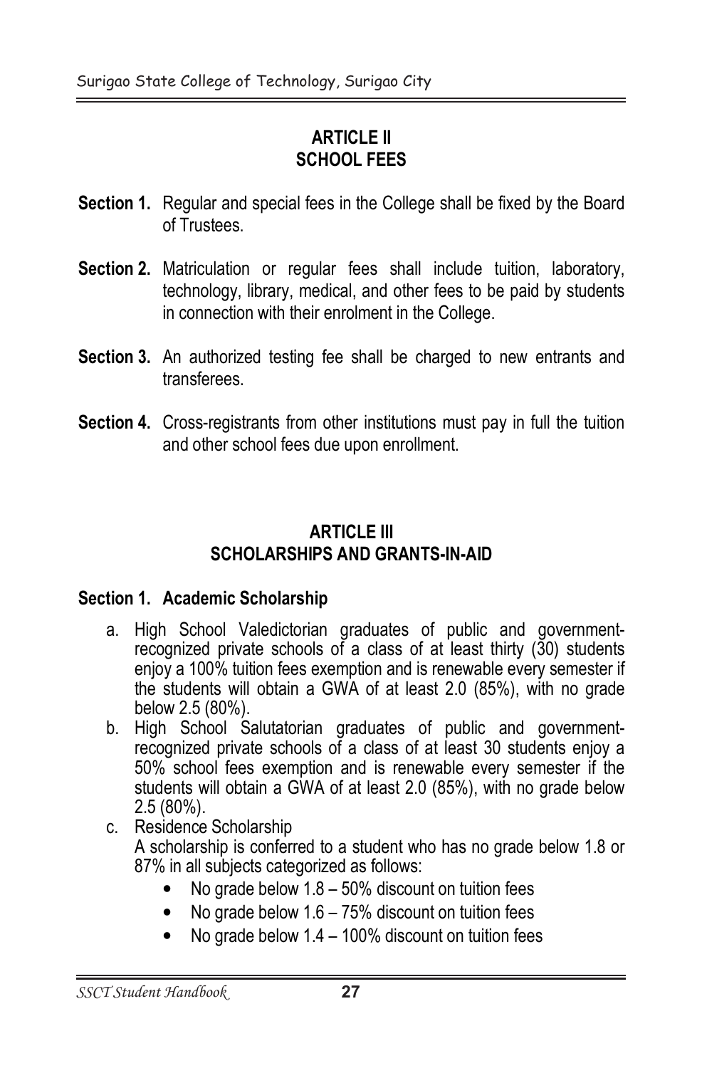## ARTICLE II
## SCHOOL FEES

**Section 1.** Regular and special fees in the College shall be fixed by the Board of Trustees.

**Section 2.** Matriculation or regular fees shall include tuition, laboratory, technology, library, medical, and other fees to be paid by students in connection with their enrolment in the College.

**Section 3.** An authorized testing fee shall be charged to new entrants and transferees.

**Section 4.** Cross-registrants from other institutions must pay in full the tuition and other school fees due upon enrollment.

## ARTICLE III
## SCHOLARSHIPS AND GRANTS-IN-AID

### Section 1. Academic Scholarship

a. High School Valedictorian graduates of public and government-recognized private schools of a class of at least thirty (30) students enjoy a 100% tuition fees exemption and is renewable every semester if the students will obtain a GWA of at least 2.0 (85%), with no grade below 2.5 (80%).
b. High School Salutatorian graduates of public and government-recognized private schools of a class of at least 30 students enjoy a 50% school fees exemption and is renewable every semester if the students will obtain a GWA of at least 2.0 (85%), with no grade below 2.5 (80%).
c. Residence Scholarship
   A scholarship is conferred to a student who has no grade below 1.8 or 87% in all subjects categorized as follows:
   - No grade below 1.8 – 50% discount on tuition fees
   - No grade below 1.6 – 75% discount on tuition fees
   - No grade below 1.4 – 100% discount on tuition fees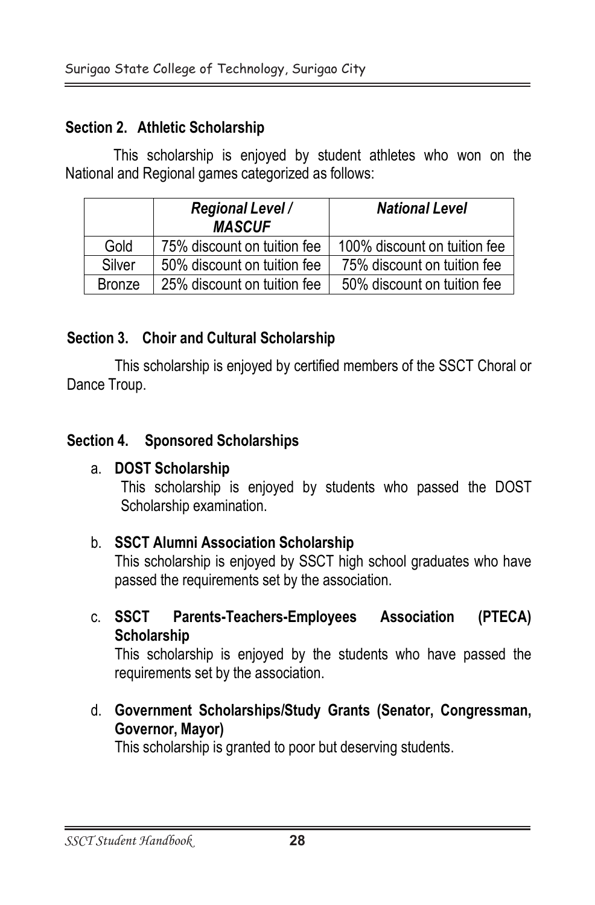## Section 2. Athletic Scholarship

This scholarship is enjoyed by student athletes who won on the National and Regional games categorized as follows:

| | *Regional Level / MASCUF* | *National Level* |
|---|---|---|
| Gold | 75% discount on tuition fee | 100% discount on tuition fee |
| Silver | 50% discount on tuition fee | 75% discount on tuition fee |
| Bronze | 25% discount on tuition fee | 50% discount on tuition fee |

## Section 3. Choir and Cultural Scholarship

This scholarship is enjoyed by certified members of the SSCT Choral or Dance Troup.

## Section 4. Sponsored Scholarships

a. **DOST Scholarship**
   This scholarship is enjoyed by students who passed the DOST Scholarship examination.

b. **SSCT Alumni Association Scholarship**
   This scholarship is enjoyed by SSCT high school graduates who have passed the requirements set by the association.

c. **SSCT Parents-Teachers-Employees Association (PTECA) Scholarship**
   This scholarship is enjoyed by the students who have passed the requirements set by the association.

d. **Government Scholarships/Study Grants (Senator, Congressman, Governor, Mayor)**
   This scholarship is granted to poor but deserving students.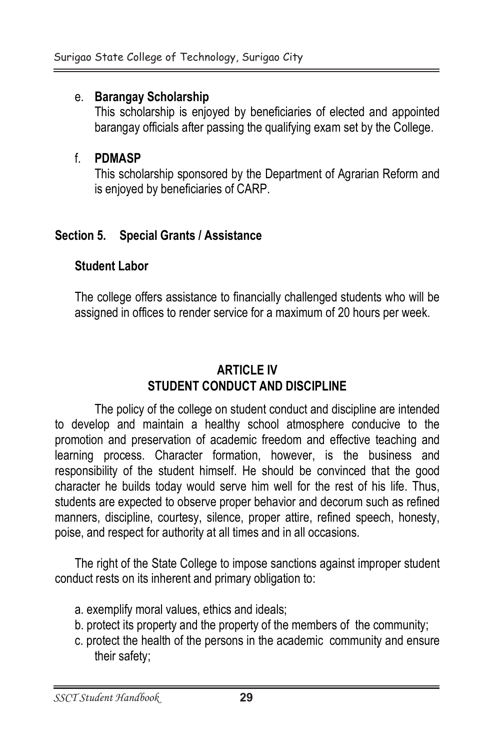e. **Barangay Scholarship**

This scholarship is enjoyed by beneficiaries of elected and appointed barangay officials after passing the qualifying exam set by the College.

f. **PDMASP**

This scholarship sponsored by the Department of Agrarian Reform and is enjoyed by beneficiaries of CARP.

### Section 5. Special Grants / Assistance

**Student Labor**

The college offers assistance to financially challenged students who will be assigned in offices to render service for a maximum of 20 hours per week.

## ARTICLE IV
## STUDENT CONDUCT AND DISCIPLINE

The policy of the college on student conduct and discipline are intended to develop and maintain a healthy school atmosphere conducive to the promotion and preservation of academic freedom and effective teaching and learning process. Character formation, however, is the business and responsibility of the student himself. He should be convinced that the good character he builds today would serve him well for the rest of his life. Thus, students are expected to observe proper behavior and decorum such as refined manners, discipline, courtesy, silence, proper attire, refined speech, honesty, poise, and respect for authority at all times and in all occasions.

The right of the State College to impose sanctions against improper student conduct rests on its inherent and primary obligation to:

a. exemplify moral values, ethics and ideals;
b. protect its property and the property of the members of the community;
c. protect the health of the persons in the academic community and ensure their safety;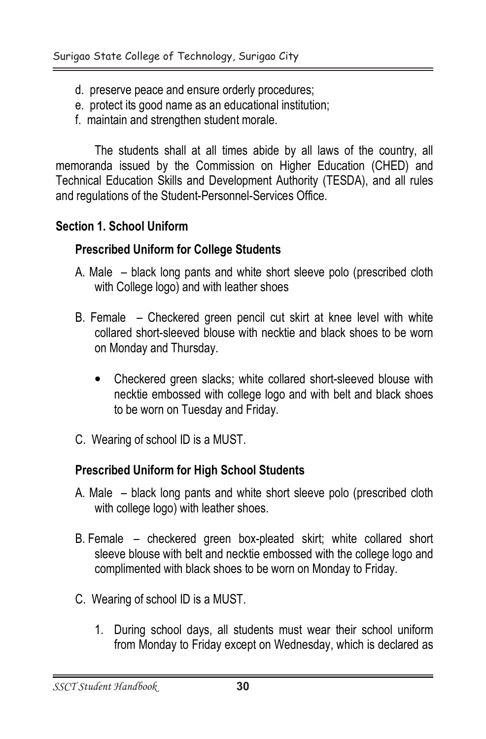d. preserve peace and ensure orderly procedures;
e. protect its good name as an educational institution;
f. maintain and strengthen student morale.

The students shall at all times abide by all laws of the country, all memoranda issued by the Commission on Higher Education (CHED) and Technical Education Skills and Development Authority (TESDA), and all rules and regulations of the Student-Personnel-Services Office.

### Section 1. School Uniform

#### Prescribed Uniform for College Students

A. Male – black long pants and white short sleeve polo (prescribed cloth with College logo) and with leather shoes

B. Female – Checkered green pencil cut skirt at knee level with white collared short-sleeved blouse with necktie and black shoes to be worn on Monday and Thursday.

- Checkered green slacks; white collared short-sleeved blouse with necktie embossed with college logo and with belt and black shoes to be worn on Tuesday and Friday.

C. Wearing of school ID is a MUST.

#### Prescribed Uniform for High School Students

A. Male – black long pants and white short sleeve polo (prescribed cloth with college logo) with leather shoes.

B. Female – checkered green box-pleated skirt; white collared short sleeve blouse with belt and necktie embossed with the college logo and complimented with black shoes to be worn on Monday to Friday.

C. Wearing of school ID is a MUST.

1. During school days, all students must wear their school uniform from Monday to Friday except on Wednesday, which is declared as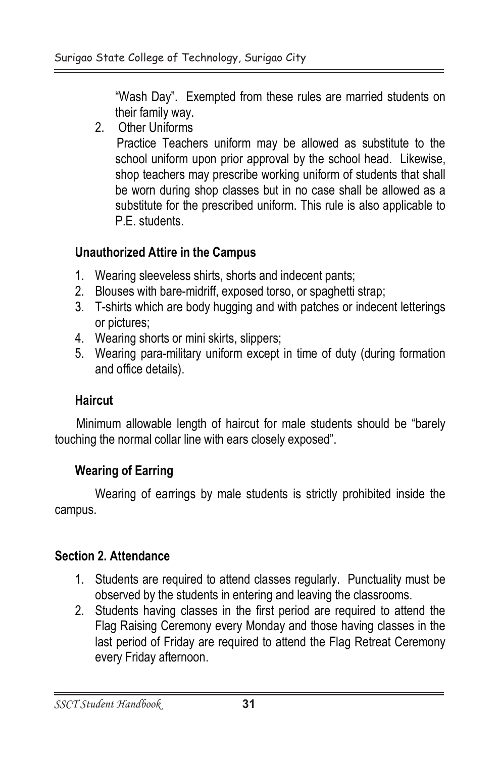"Wash Day". Exempted from these rules are married students on their family way.

2. Other Uniforms

   Practice Teachers uniform may be allowed as substitute to the school uniform upon prior approval by the school head. Likewise, shop teachers may prescribe working uniform of students that shall be worn during shop classes but in no case shall be allowed as a substitute for the prescribed uniform. This rule is also applicable to P.E. students.

### Unauthorized Attire in the Campus

1. Wearing sleeveless shirts, shorts and indecent pants;
2. Blouses with bare-midriff, exposed torso, or spaghetti strap;
3. T-shirts which are body hugging and with patches or indecent letterings or pictures;
4. Wearing shorts or mini skirts, slippers;
5. Wearing para-military uniform except in time of duty (during formation and office details).

### Haircut

Minimum allowable length of haircut for male students should be "barely touching the normal collar line with ears closely exposed".

### Wearing of Earring

Wearing of earrings by male students is strictly prohibited inside the campus.

## Section 2. Attendance

1. Students are required to attend classes regularly. Punctuality must be observed by the students in entering and leaving the classrooms.
2. Students having classes in the first period are required to attend the Flag Raising Ceremony every Monday and those having classes in the last period of Friday are required to attend the Flag Retreat Ceremony every Friday afternoon.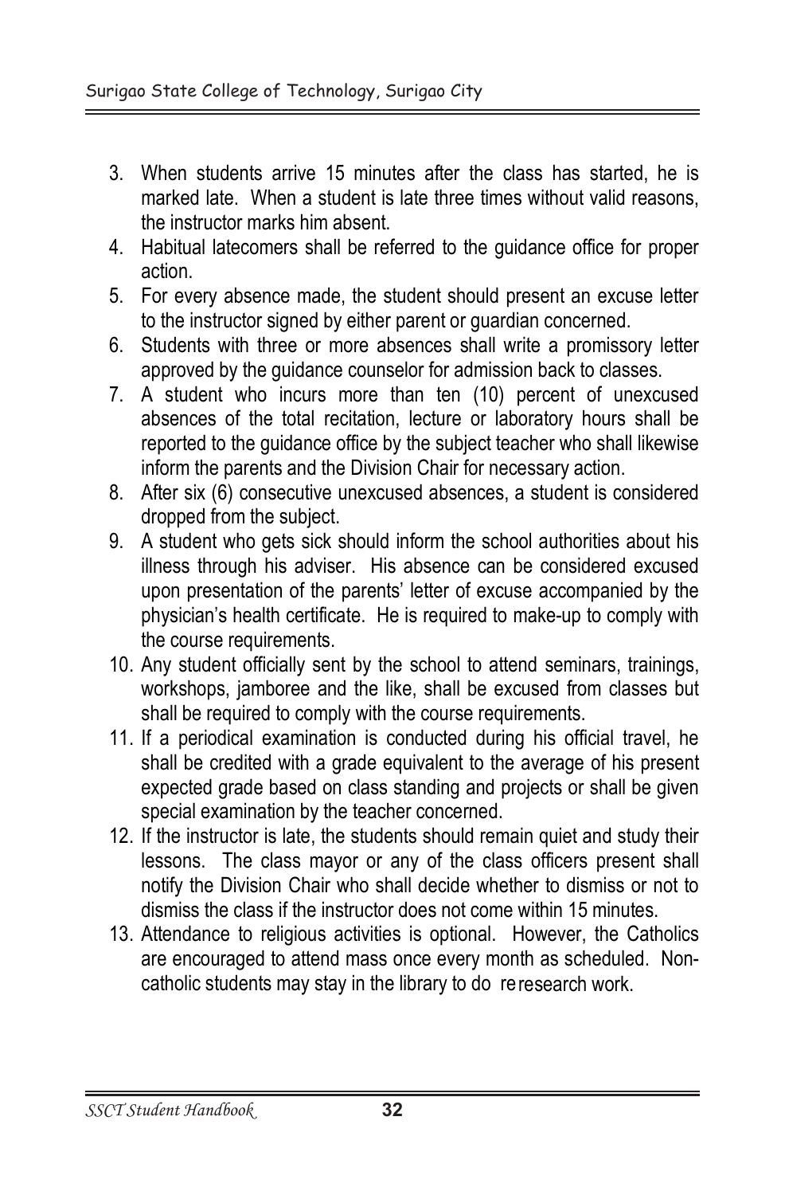3. When students arrive 15 minutes after the class has started, he is marked late. When a student is late three times without valid reasons, the instructor marks him absent.
4. Habitual latecomers shall be referred to the guidance office for proper action.
5. For every absence made, the student should present an excuse letter to the instructor signed by either parent or guardian concerned.
6. Students with three or more absences shall write a promissory letter approved by the guidance counselor for admission back to classes.
7. A student who incurs more than ten (10) percent of unexcused absences of the total recitation, lecture or laboratory hours shall be reported to the guidance office by the subject teacher who shall likewise inform the parents and the Division Chair for necessary action.
8. After six (6) consecutive unexcused absences, a student is considered dropped from the subject.
9. A student who gets sick should inform the school authorities about his illness through his adviser. His absence can be considered excused upon presentation of the parents' letter of excuse accompanied by the physician's health certificate. He is required to make-up to comply with the course requirements.
10. Any student officially sent by the school to attend seminars, trainings, workshops, jamboree and the like, shall be excused from classes but shall be required to comply with the course requirements.
11. If a periodical examination is conducted during his official travel, he shall be credited with a grade equivalent to the average of his present expected grade based on class standing and projects or shall be given special examination by the teacher concerned.
12. If the instructor is late, the students should remain quiet and study their lessons. The class mayor or any of the class officers present shall notify the Division Chair who shall decide whether to dismiss or not to dismiss the class if the instructor does not come within 15 minutes.
13. Attendance to religious activities is optional. However, the Catholics are encouraged to attend mass once every month as scheduled. Non-catholic students may stay in the library to do re research work.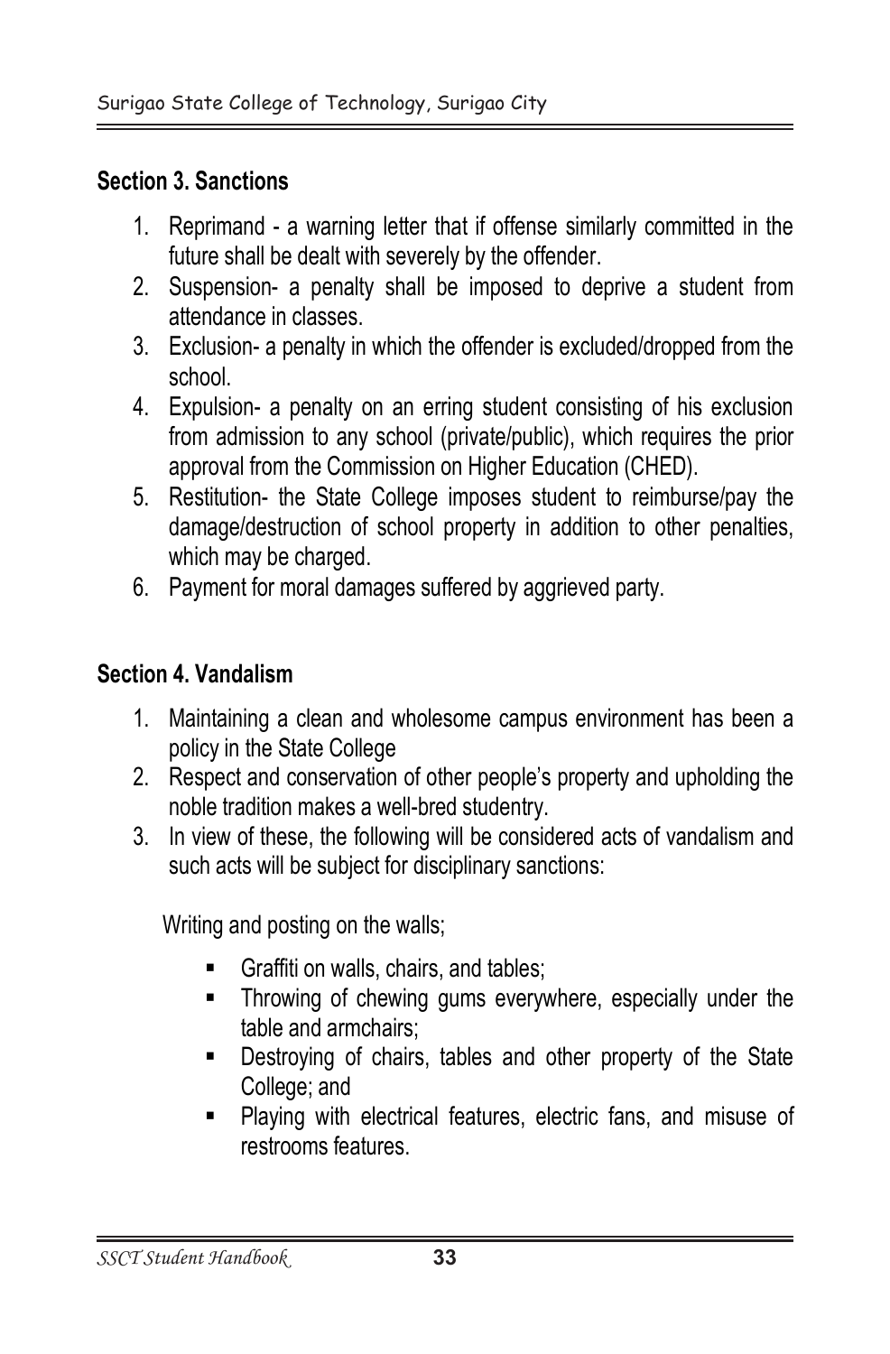## Section 3. Sanctions

1. Reprimand - a warning letter that if offense similarly committed in the future shall be dealt with severely by the offender.
2. Suspension- a penalty shall be imposed to deprive a student from attendance in classes.
3. Exclusion- a penalty in which the offender is excluded/dropped from the school.
4. Expulsion- a penalty on an erring student consisting of his exclusion from admission to any school (private/public), which requires the prior approval from the Commission on Higher Education (CHED).
5. Restitution- the State College imposes student to reimburse/pay the damage/destruction of school property in addition to other penalties, which may be charged.
6. Payment for moral damages suffered by aggrieved party.

## Section 4. Vandalism

1. Maintaining a clean and wholesome campus environment has been a policy in the State College
2. Respect and conservation of other people's property and upholding the noble tradition makes a well-bred studentry.
3. In view of these, the following will be considered acts of vandalism and such acts will be subject for disciplinary sanctions:

   Writing and posting on the walls;

   - Graffiti on walls, chairs, and tables;
   - Throwing of chewing gums everywhere, especially under the table and armchairs;
   - Destroying of chairs, tables and other property of the State College; and
   - Playing with electrical features, electric fans, and misuse of restrooms features.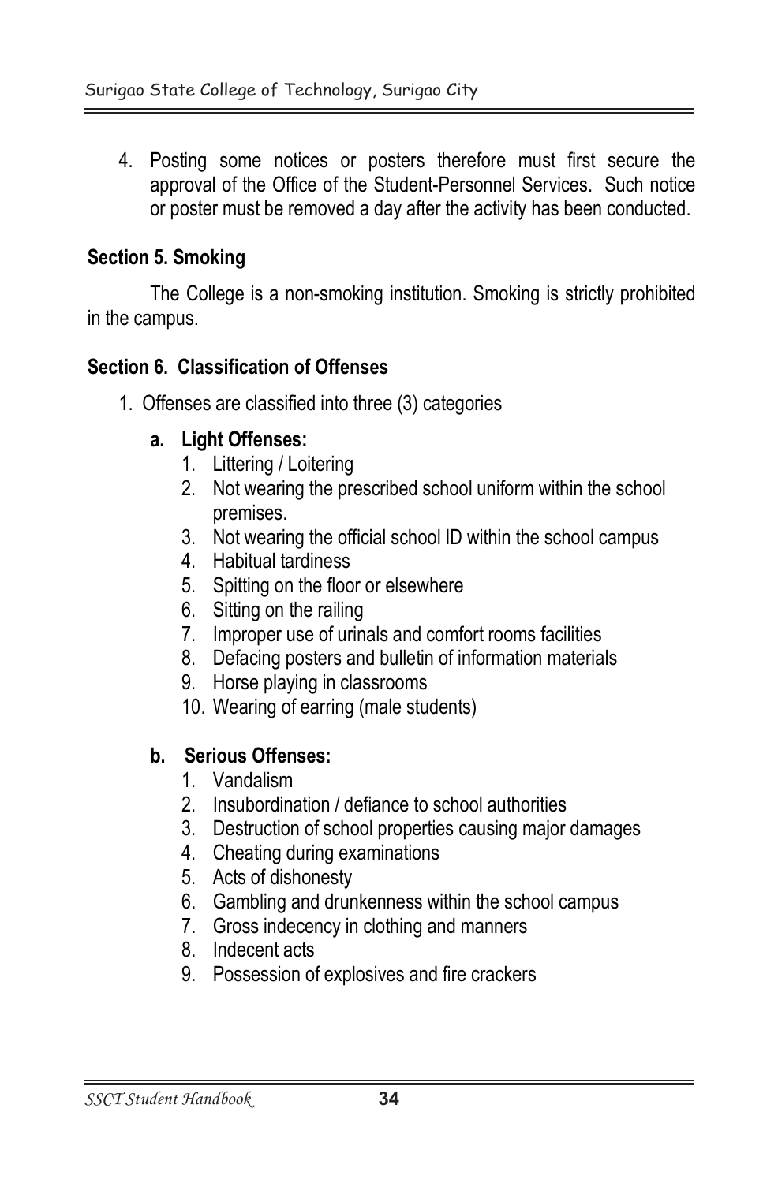4. Posting some notices or posters therefore must first secure the approval of the Office of the Student-Personnel Services. Such notice or poster must be removed a day after the activity has been conducted.

**Section 5. Smoking**

The College is a non-smoking institution. Smoking is strictly prohibited in the campus.

**Section 6. Classification of Offenses**

1. Offenses are classified into three (3) categories

   **a. Light Offenses:**
   1. Littering / Loitering
   2. Not wearing the prescribed school uniform within the school premises.
   3. Not wearing the official school ID within the school campus
   4. Habitual tardiness
   5. Spitting on the floor or elsewhere
   6. Sitting on the railing
   7. Improper use of urinals and comfort rooms facilities
   8. Defacing posters and bulletin of information materials
   9. Horse playing in classrooms
   10. Wearing of earring (male students)

   **b. Serious Offenses:**
   1. Vandalism
   2. Insubordination / defiance to school authorities
   3. Destruction of school properties causing major damages
   4. Cheating during examinations
   5. Acts of dishonesty
   6. Gambling and drunkenness within the school campus
   7. Gross indecency in clothing and manners
   8. Indecent acts
   9. Possession of explosives and fire crackers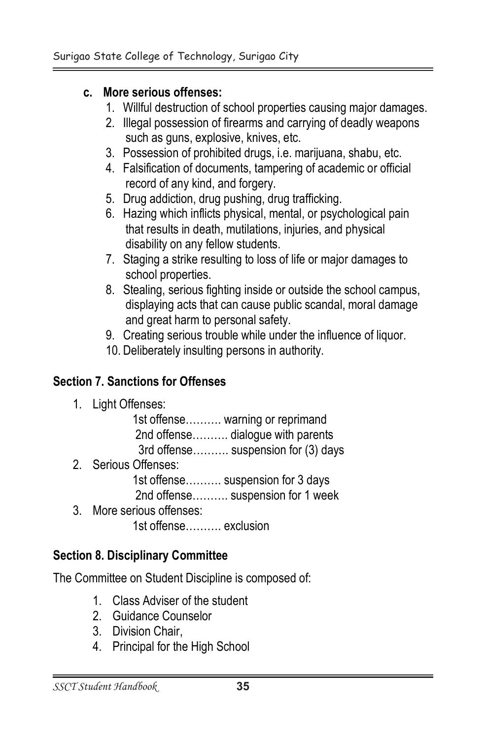c. **More serious offenses:**

1. Willful destruction of school properties causing major damages.
2. Illegal possession of firearms and carrying of deadly weapons such as guns, explosive, knives, etc.
3. Possession of prohibited drugs, i.e. marijuana, shabu, etc.
4. Falsification of documents, tampering of academic or official record of any kind, and forgery.
5. Drug addiction, drug pushing, drug trafficking.
6. Hazing which inflicts physical, mental, or psychological pain that results in death, mutilations, injuries, and physical disability on any fellow students.
7. Staging a strike resulting to loss of life or major damages to school properties.
8. Stealing, serious fighting inside or outside the school campus, displaying acts that can cause public scandal, moral damage and great harm to personal safety.
9. Creating serious trouble while under the influence of liquor.
10. Deliberately insulting persons in authority.

**Section 7. Sanctions for Offenses**

1. Light Offenses:
   - 1st offense………. warning or reprimand
   - 2nd offense………. dialogue with parents
   - 3rd offense………. suspension for (3) days
2. Serious Offenses:
   - 1st offense………. suspension for 3 days
   - 2nd offense………. suspension for 1 week
3. More serious offenses:
   - 1st offense………. exclusion

**Section 8. Disciplinary Committee**

The Committee on Student Discipline is composed of:

1. Class Adviser of the student
2. Guidance Counselor
3. Division Chair,
4. Principal for the High School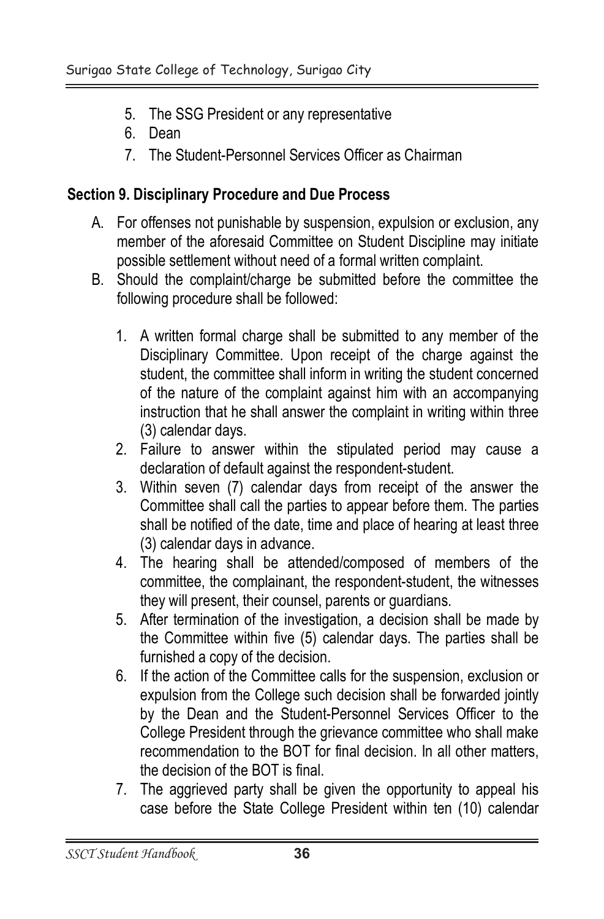5. The SSG President or any representative
6. Dean
7. The Student-Personnel Services Officer as Chairman

**Section 9. Disciplinary Procedure and Due Process**

A. For offenses not punishable by suspension, expulsion or exclusion, any member of the aforesaid Committee on Student Discipline may initiate possible settlement without need of a formal written complaint.
B. Should the complaint/charge be submitted before the committee the following procedure shall be followed:

    1. A written formal charge shall be submitted to any member of the Disciplinary Committee. Upon receipt of the charge against the student, the committee shall inform in writing the student concerned of the nature of the complaint against him with an accompanying instruction that he shall answer the complaint in writing within three (3) calendar days.
    2. Failure to answer within the stipulated period may cause a declaration of default against the respondent-student.
    3. Within seven (7) calendar days from receipt of the answer the Committee shall call the parties to appear before them. The parties shall be notified of the date, time and place of hearing at least three (3) calendar days in advance.
    4. The hearing shall be attended/composed of members of the committee, the complainant, the respondent-student, the witnesses they will present, their counsel, parents or guardians.
    5. After termination of the investigation, a decision shall be made by the Committee within five (5) calendar days. The parties shall be furnished a copy of the decision.
    6. If the action of the Committee calls for the suspension, exclusion or expulsion from the College such decision shall be forwarded jointly by the Dean and the Student-Personnel Services Officer to the College President through the grievance committee who shall make recommendation to the BOT for final decision. In all other matters, the decision of the BOT is final.
    7. The aggrieved party shall be given the opportunity to appeal his case before the State College President within ten (10) calendar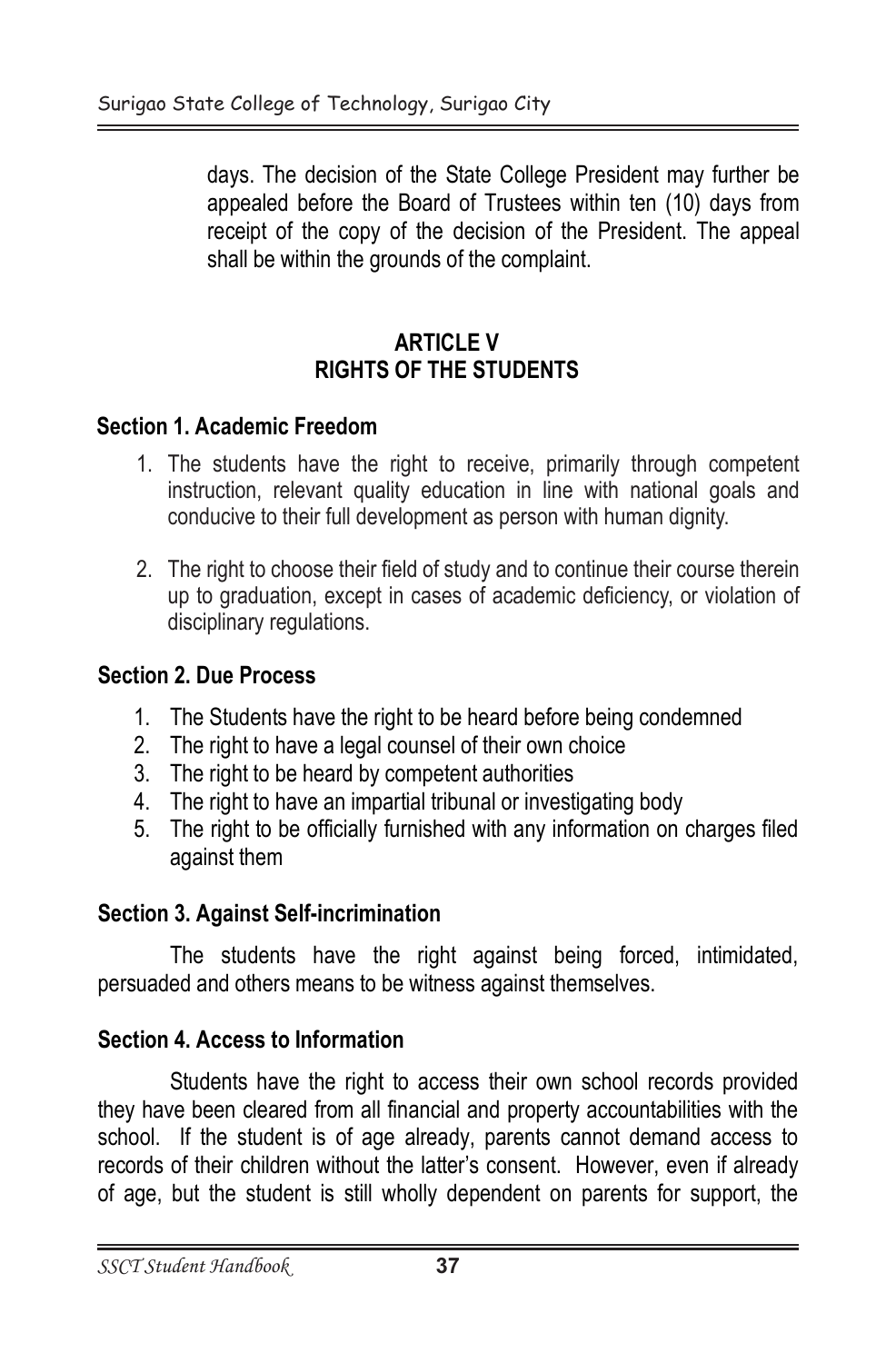days. The decision of the State College President may further be appealed before the Board of Trustees within ten (10) days from receipt of the copy of the decision of the President. The appeal shall be within the grounds of the complaint.

## ARTICLE V
## RIGHTS OF THE STUDENTS

### Section 1. Academic Freedom

1. The students have the right to receive, primarily through competent instruction, relevant quality education in line with national goals and conducive to their full development as person with human dignity.

2. The right to choose their field of study and to continue their course therein up to graduation, except in cases of academic deficiency, or violation of disciplinary regulations.

### Section 2. Due Process

1. The Students have the right to be heard before being condemned
2. The right to have a legal counsel of their own choice
3. The right to be heard by competent authorities
4. The right to have an impartial tribunal or investigating body
5. The right to be officially furnished with any information on charges filed against them

### Section 3. Against Self-incrimination

The students have the right against being forced, intimidated, persuaded and others means to be witness against themselves.

### Section 4. Access to Information

Students have the right to access their own school records provided they have been cleared from all financial and property accountabilities with the school. If the student is of age already, parents cannot demand access to records of their children without the latter's consent. However, even if already of age, but the student is still wholly dependent on parents for support, the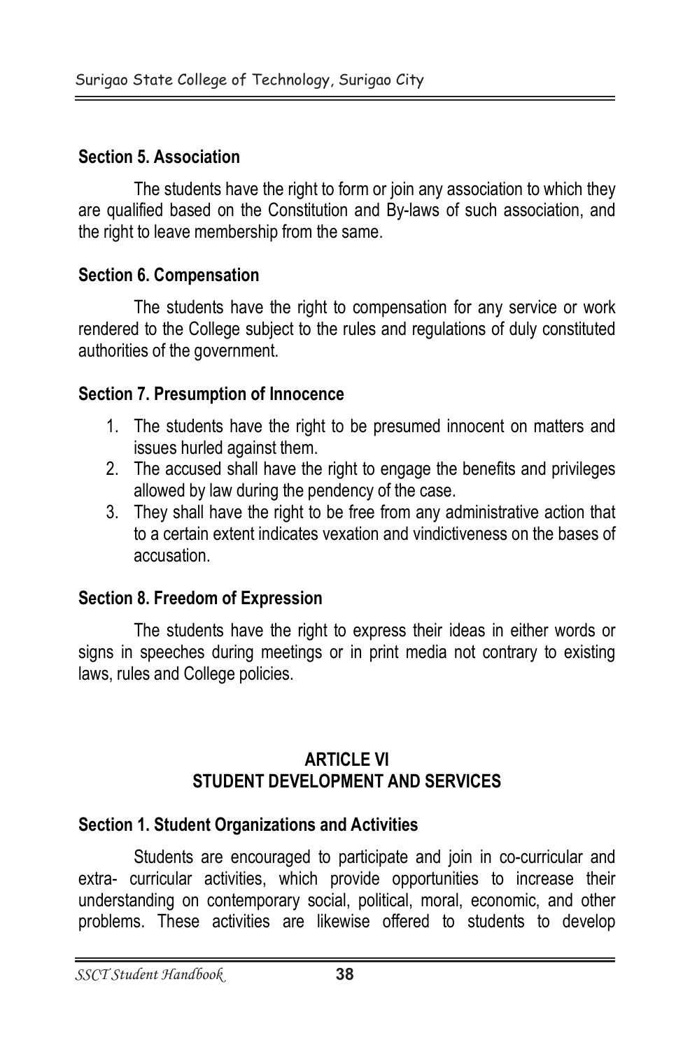### Section 5. Association

The students have the right to form or join any association to which they are qualified based on the Constitution and By-laws of such association, and the right to leave membership from the same.

### Section 6. Compensation

The students have the right to compensation for any service or work rendered to the College subject to the rules and regulations of duly constituted authorities of the government.

### Section 7. Presumption of Innocence

1. The students have the right to be presumed innocent on matters and issues hurled against them.
2. The accused shall have the right to engage the benefits and privileges allowed by law during the pendency of the case.
3. They shall have the right to be free from any administrative action that to a certain extent indicates vexation and vindictiveness on the bases of accusation.

### Section 8. Freedom of Expression

The students have the right to express their ideas in either words or signs in speeches during meetings or in print media not contrary to existing laws, rules and College policies.

## ARTICLE VI
## STUDENT DEVELOPMENT AND SERVICES

### Section 1. Student Organizations and Activities

Students are encouraged to participate and join in co-curricular and extra- curricular activities, which provide opportunities to increase their understanding on contemporary social, political, moral, economic, and other problems. These activities are likewise offered to students to develop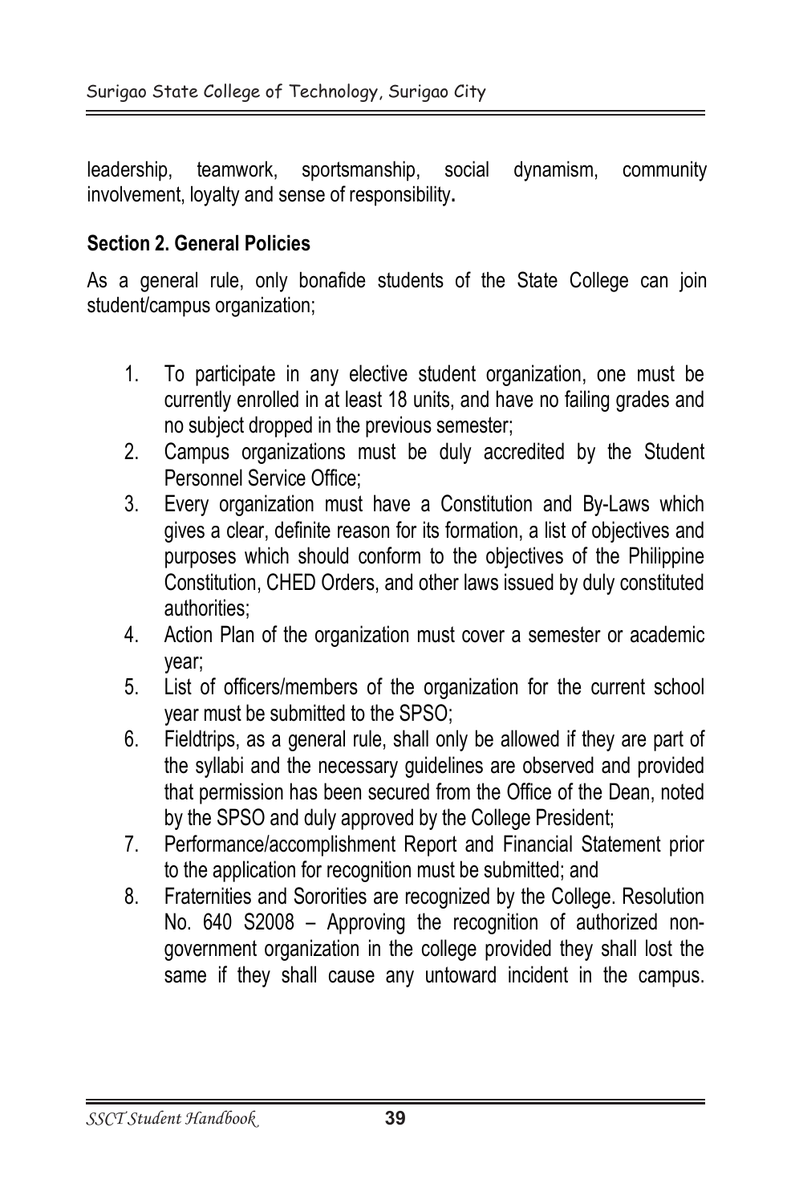leadership, teamwork, sportsmanship, social dynamism, community involvement, loyalty and sense of responsibility**.**

**Section 2. General Policies**

As a general rule, only bonafide students of the State College can join student/campus organization;

1. To participate in any elective student organization, one must be currently enrolled in at least 18 units, and have no failing grades and no subject dropped in the previous semester;
2. Campus organizations must be duly accredited by the Student Personnel Service Office;
3. Every organization must have a Constitution and By-Laws which gives a clear, definite reason for its formation, a list of objectives and purposes which should conform to the objectives of the Philippine Constitution, CHED Orders, and other laws issued by duly constituted authorities;
4. Action Plan of the organization must cover a semester or academic year;
5. List of officers/members of the organization for the current school year must be submitted to the SPSO;
6. Fieldtrips, as a general rule, shall only be allowed if they are part of the syllabi and the necessary guidelines are observed and provided that permission has been secured from the Office of the Dean, noted by the SPSO and duly approved by the College President;
7. Performance/accomplishment Report and Financial Statement prior to the application for recognition must be submitted; and
8. Fraternities and Sororities are recognized by the College. Resolution No. 640 S2008 – Approving the recognition of authorized non-government organization in the college provided they shall lost the same if they shall cause any untoward incident in the campus.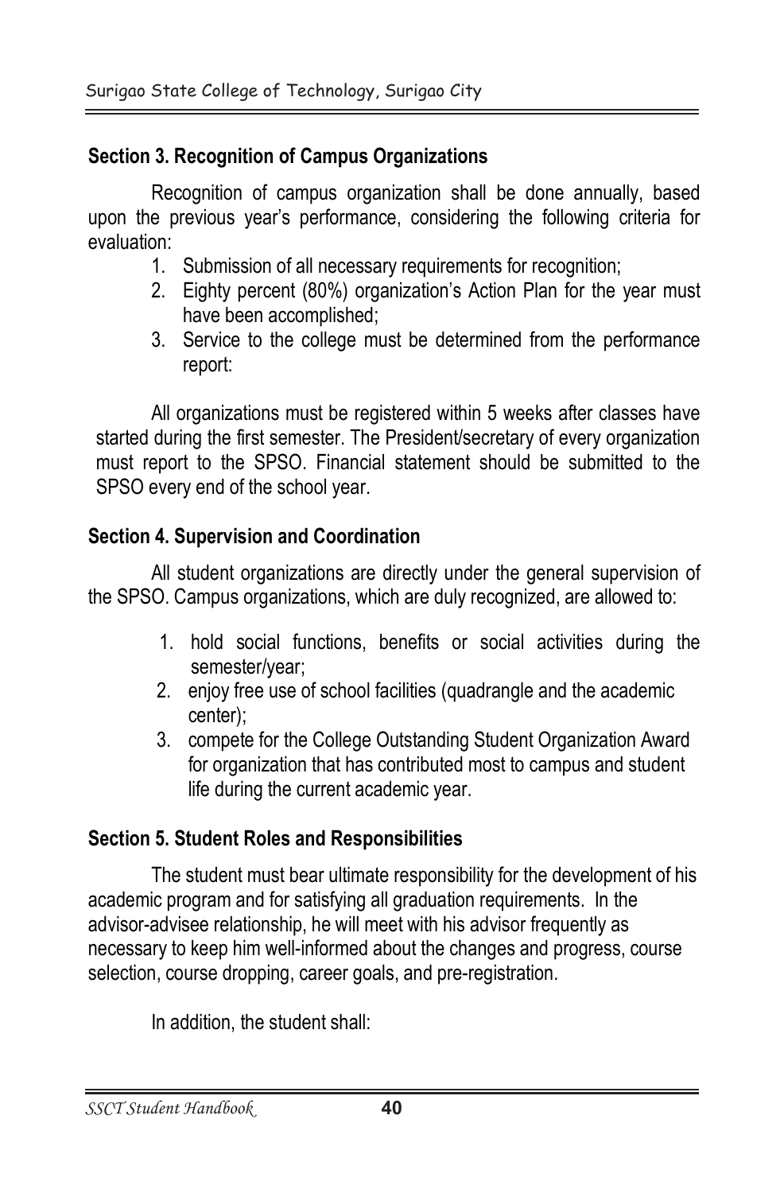## Section 3. Recognition of Campus Organizations

Recognition of campus organization shall be done annually, based upon the previous year's performance, considering the following criteria for evaluation:

1. Submission of all necessary requirements for recognition;
2. Eighty percent (80%) organization's Action Plan for the year must have been accomplished;
3. Service to the college must be determined from the performance report:

All organizations must be registered within 5 weeks after classes have started during the first semester. The President/secretary of every organization must report to the SPSO. Financial statement should be submitted to the SPSO every end of the school year.

## Section 4. Supervision and Coordination

All student organizations are directly under the general supervision of the SPSO. Campus organizations, which are duly recognized, are allowed to:

1. hold social functions, benefits or social activities during the semester/year;
2. enjoy free use of school facilities (quadrangle and the academic center);
3. compete for the College Outstanding Student Organization Award for organization that has contributed most to campus and student life during the current academic year.

## Section 5. Student Roles and Responsibilities

The student must bear ultimate responsibility for the development of his academic program and for satisfying all graduation requirements. In the advisor-advisee relationship, he will meet with his advisor frequently as necessary to keep him well-informed about the changes and progress, course selection, course dropping, career goals, and pre-registration.

In addition, the student shall: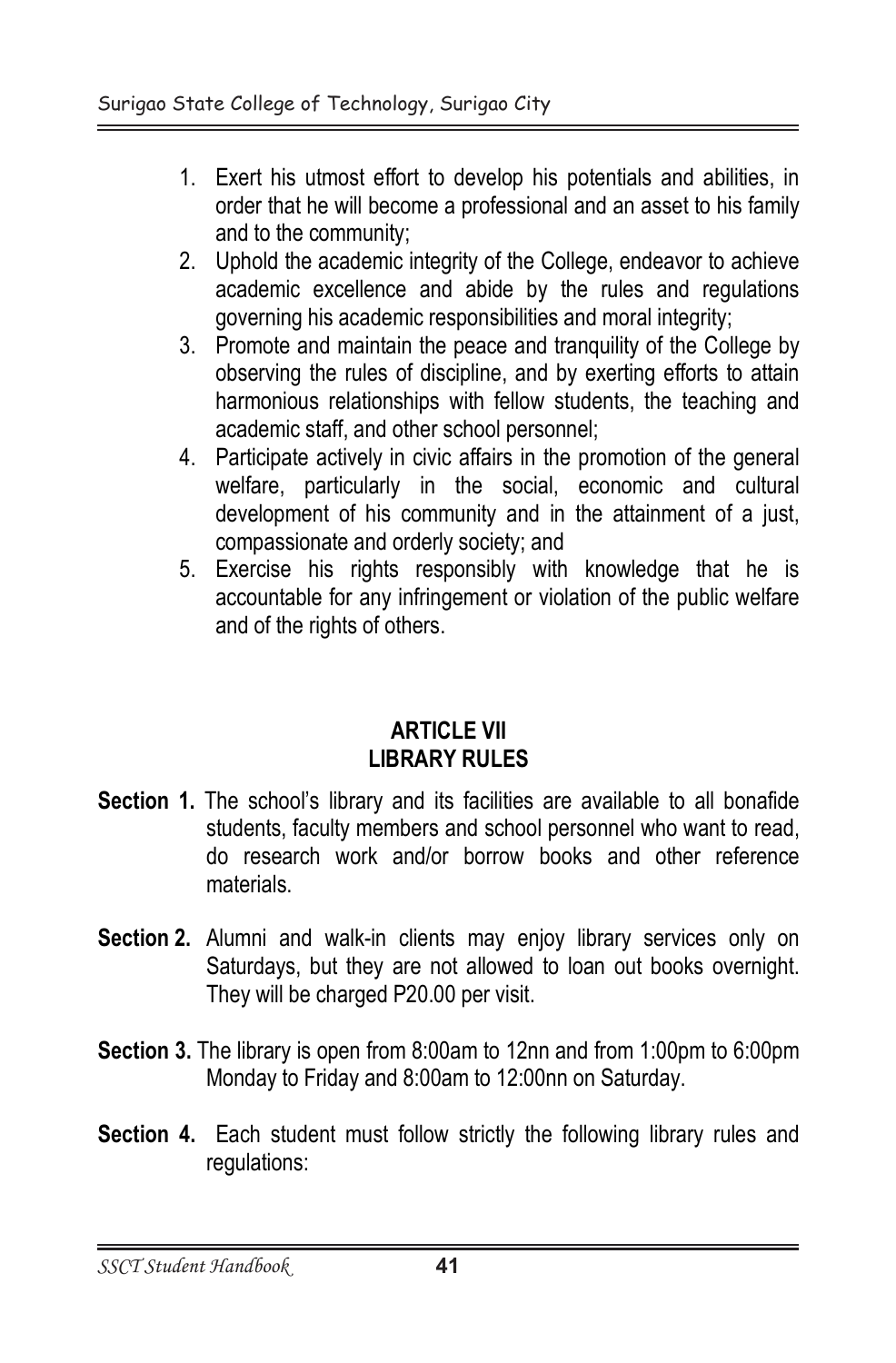1. Exert his utmost effort to develop his potentials and abilities, in order that he will become a professional and an asset to his family and to the community;
2. Uphold the academic integrity of the College, endeavor to achieve academic excellence and abide by the rules and regulations governing his academic responsibilities and moral integrity;
3. Promote and maintain the peace and tranquility of the College by observing the rules of discipline, and by exerting efforts to attain harmonious relationships with fellow students, the teaching and academic staff, and other school personnel;
4. Participate actively in civic affairs in the promotion of the general welfare, particularly in the social, economic and cultural development of his community and in the attainment of a just, compassionate and orderly society; and
5. Exercise his rights responsibly with knowledge that he is accountable for any infringement or violation of the public welfare and of the rights of others.

## ARTICLE VII
## LIBRARY RULES

**Section 1.** The school's library and its facilities are available to all bonafide students, faculty members and school personnel who want to read, do research work and/or borrow books and other reference materials.

**Section 2.** Alumni and walk-in clients may enjoy library services only on Saturdays, but they are not allowed to loan out books overnight. They will be charged P20.00 per visit.

**Section 3.** The library is open from 8:00am to 12nn and from 1:00pm to 6:00pm Monday to Friday and 8:00am to 12:00nn on Saturday.

**Section 4.** Each student must follow strictly the following library rules and regulations: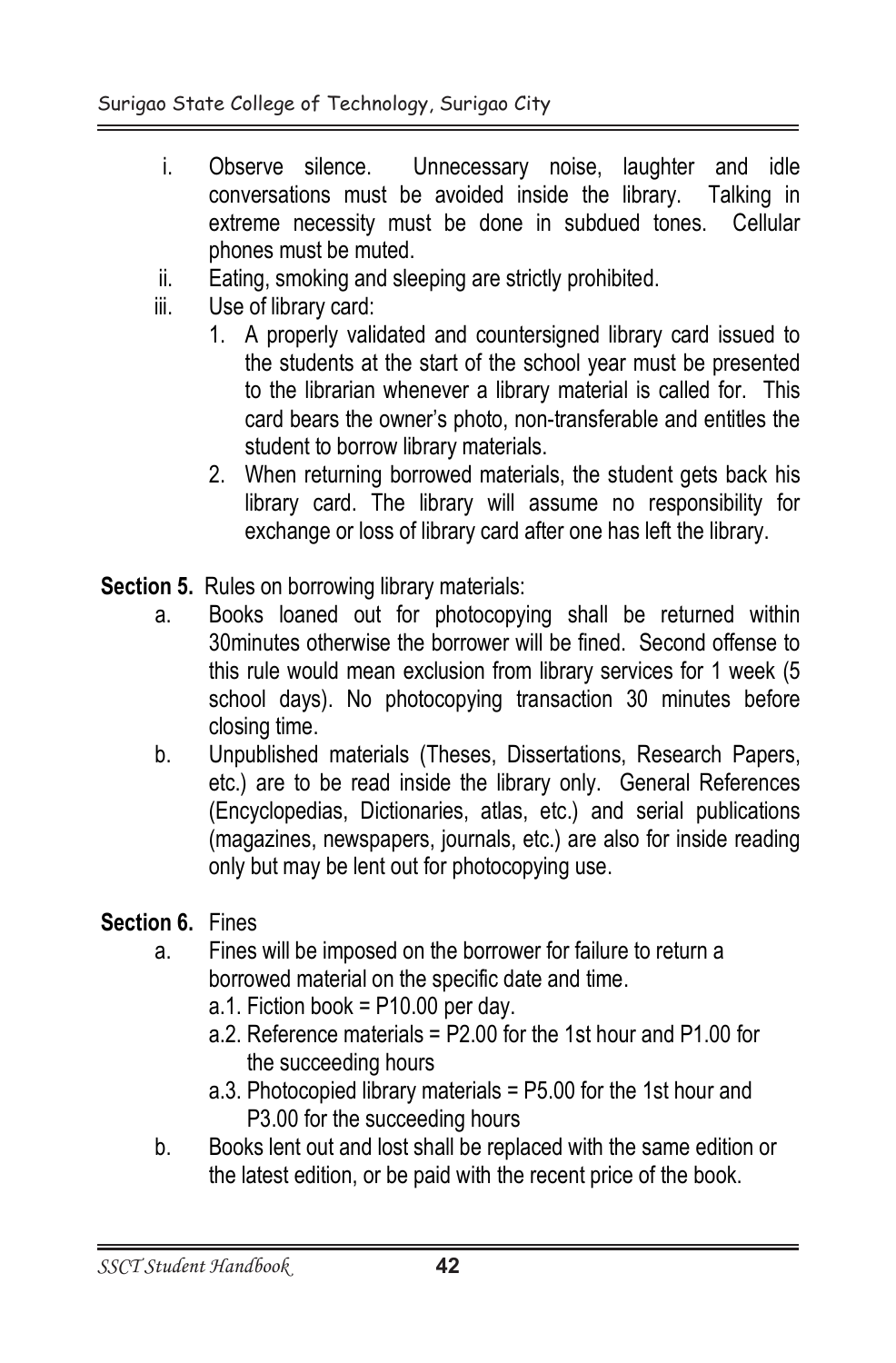i. Observe silence. Unnecessary noise, laughter and idle conversations must be avoided inside the library. Talking in extreme necessity must be done in subdued tones. Cellular phones must be muted.

ii. Eating, smoking and sleeping are strictly prohibited.

iii. Use of library card:

1. A properly validated and countersigned library card issued to the students at the start of the school year must be presented to the librarian whenever a library material is called for. This card bears the owner's photo, non-transferable and entitles the student to borrow library materials.
2. When returning borrowed materials, the student gets back his library card. The library will assume no responsibility for exchange or loss of library card after one has left the library.

**Section 5.** Rules on borrowing library materials:

a. Books loaned out for photocopying shall be returned within 30minutes otherwise the borrower will be fined. Second offense to this rule would mean exclusion from library services for 1 week (5 school days). No photocopying transaction 30 minutes before closing time.

b. Unpublished materials (Theses, Dissertations, Research Papers, etc.) are to be read inside the library only. General References (Encyclopedias, Dictionaries, atlas, etc.) and serial publications (magazines, newspapers, journals, etc.) are also for inside reading only but may be lent out for photocopying use.

**Section 6.** Fines

a. Fines will be imposed on the borrower for failure to return a borrowed material on the specific date and time.

a.1. Fiction book = P10.00 per day.

a.2. Reference materials = P2.00 for the 1st hour and P1.00 for the succeeding hours

a.3. Photocopied library materials = P5.00 for the 1st hour and P3.00 for the succeeding hours

b. Books lent out and lost shall be replaced with the same edition or the latest edition, or be paid with the recent price of the book.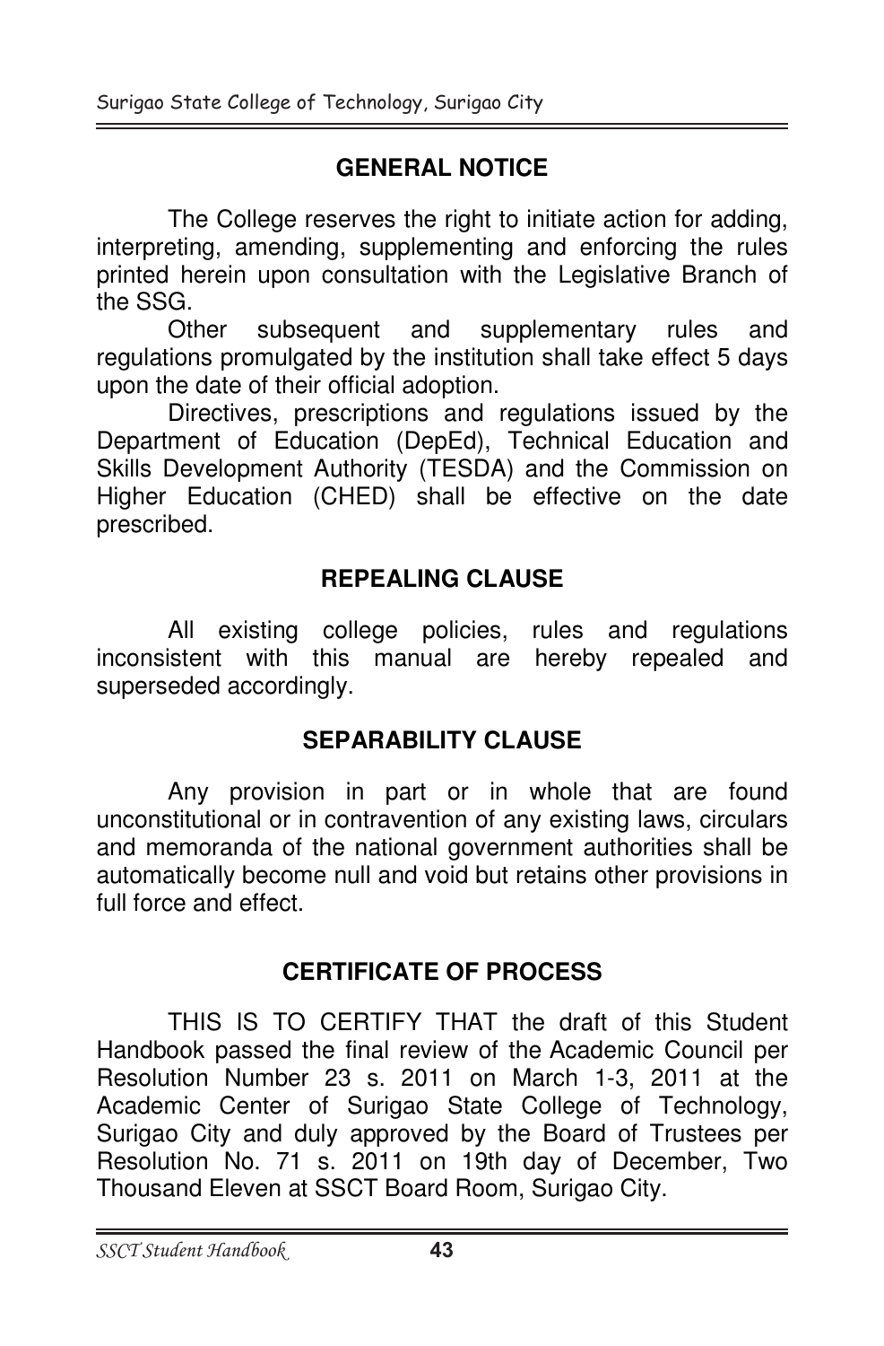## GENERAL NOTICE

The College reserves the right to initiate action for adding, interpreting, amending, supplementing and enforcing the rules printed herein upon consultation with the Legislative Branch of the SSG.

Other subsequent and supplementary rules and regulations promulgated by the institution shall take effect 5 days upon the date of their official adoption.

Directives, prescriptions and regulations issued by the Department of Education (DepEd), Technical Education and Skills Development Authority (TESDA) and the Commission on Higher Education (CHED) shall be effective on the date prescribed.

## REPEALING CLAUSE

All existing college policies, rules and regulations inconsistent with this manual are hereby repealed and superseded accordingly.

## SEPARABILITY CLAUSE

Any provision in part or in whole that are found unconstitutional or in contravention of any existing laws, circulars and memoranda of the national government authorities shall be automatically become null and void but retains other provisions in full force and effect.

## CERTIFICATE OF PROCESS

THIS IS TO CERTIFY THAT the draft of this Student Handbook passed the final review of the Academic Council per Resolution Number 23 s. 2011 on March 1-3, 2011 at the Academic Center of Surigao State College of Technology, Surigao City and duly approved by the Board of Trustees per Resolution No. 71 s. 2011 on 19th day of December, Two Thousand Eleven at SSCT Board Room, Surigao City.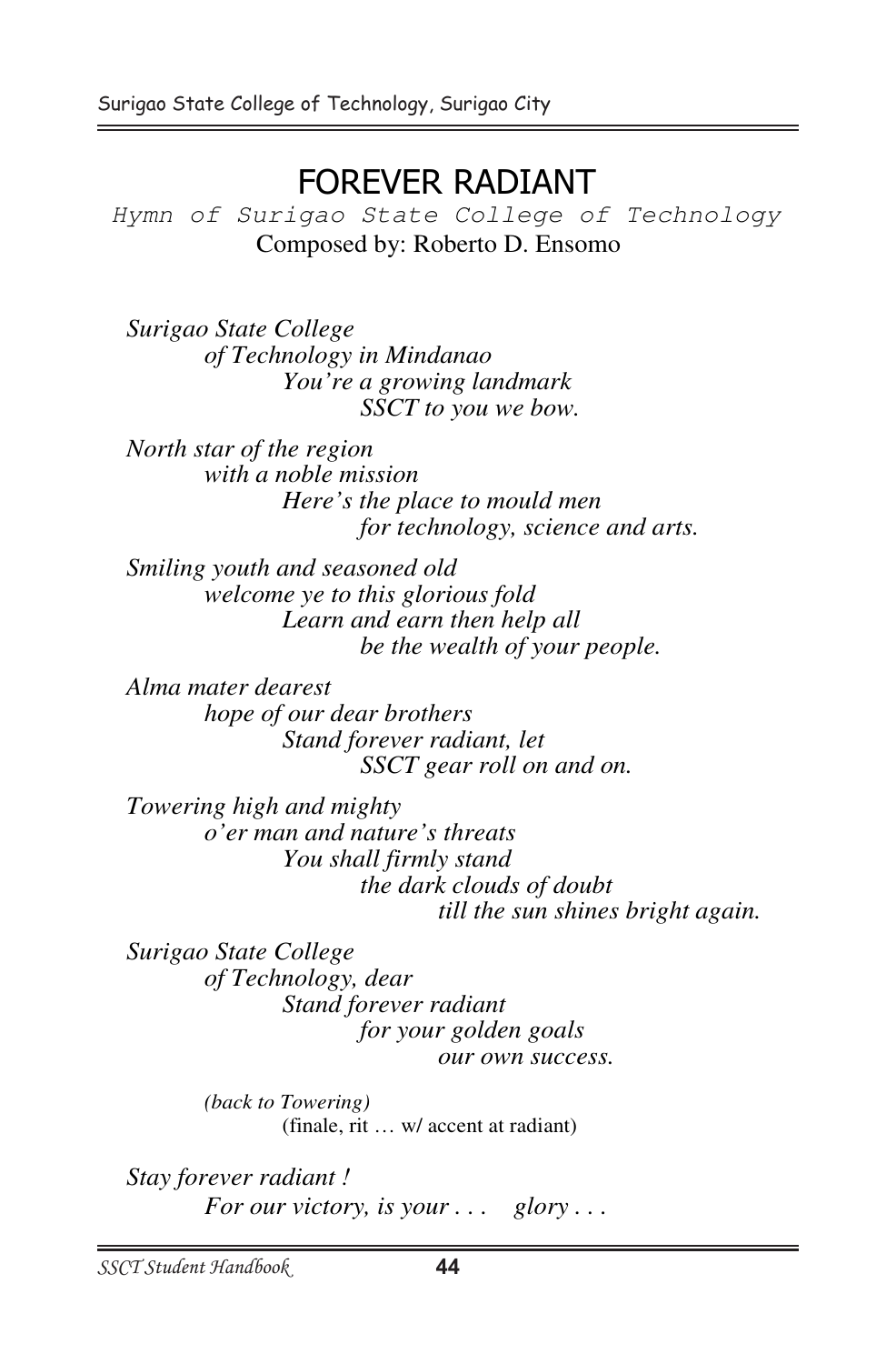# FOREVER RADIANT

*Hymn of Surigao State College of Technology*

Composed by: Roberto D. Ensomo

*Surigao State College*
*of Technology in Mindanao*
*You're a growing landmark*
*SSCT to you we bow.*

*North star of the region*
*with a noble mission*
*Here's the place to mould men*
*for technology, science and arts.*

*Smiling youth and seasoned old*
*welcome ye to this glorious fold*
*Learn and earn then help all*
*be the wealth of your people.*

*Alma mater dearest*
*hope of our dear brothers*
*Stand forever radiant, let*
*SSCT gear roll on and on.*

*Towering high and mighty*
*o'er man and nature's threats*
*You shall firmly stand*
*the dark clouds of doubt*
*till the sun shines bright again.*

*Surigao State College*
*of Technology, dear*
*Stand forever radiant*
*for your golden goals*
*our own success.*

*(back to Towering)*
(finale, rit … w/ accent at radiant)

*Stay forever radiant !*
*For our victory, is your . . . glory . . .*